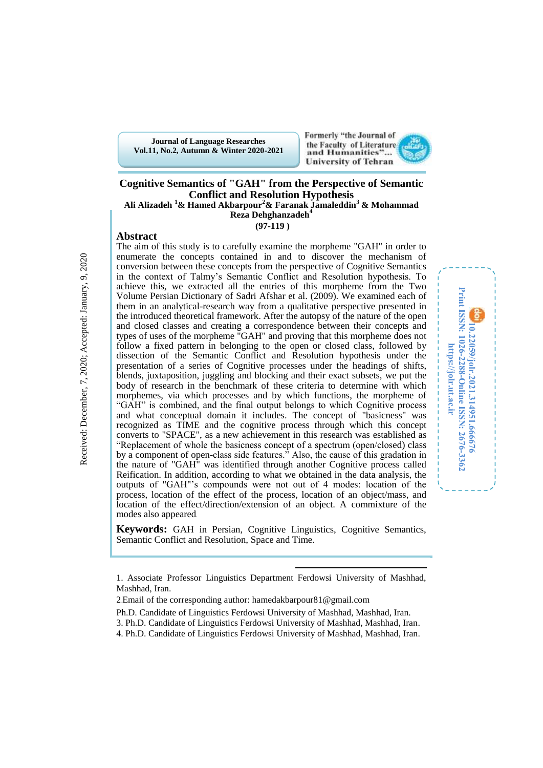# Cognitive Semantics of "GAH" from the Perspective of Semantic Conflict and Resolution Hypothesis

**Ali Alizadeh [1] & Hamed Akbarpour [2] & Faranak Jamaleddin [3] & Mohammad Reza Dehghanzadeh [4]**

**(97-119 )**

Received: December, 7, 2020; Accepted: January, 9, 2020

10.22059/jolr.2021.314951.666676
Print ISSN: 1026-2288-Online ISSN: 2676-3362
https://jolr.ut.ac.ir

## Abstract

The aim of this study is to carefully examine the morpheme "GAH" in order to enumerate the concepts contained in and to discover the mechanism of conversion between these concepts from the perspective of Cognitive Semantics in the context of Talmy's Semantic Conflict and Resolution hypothesis. To achieve this, we extracted all the entries of this morpheme from the Two Volume Persian Dictionary of Sadri Afshar et al. (2009). We examined each of them in an analytical-research way from a qualitative perspective presented in the introduced theoretical framework. After the autopsy of the nature of the open and closed classes and creating a correspondence between their concepts and types of uses of the morpheme "GAH" and proving that this morpheme does not follow a fixed pattern in belonging to the open or closed class, followed by dissection of the Semantic Conflict and Resolution hypothesis under the presentation of a series of Cognitive processes under the headings of shifts, blends, juxtaposition, juggling and blocking and their exact subsets, we put the body of research in the benchmark of these criteria to determine with which morphemes, via which processes and by which functions, the morpheme of "GAH" is combined, and the final output belongs to which Cognitive process and what conceptual domain it includes. The concept of "basicness" was recognized as TIME and the cognitive process through which this concept converts to "SPACE", as a new achievement in this research was established as "Replacement of whole the basicness concept of a spectrum (open/closed) class by a component of open-class side features." Also, the cause of this gradation in the nature of "GAH" was identified through another Cognitive process called Reification. In addition, according to what we obtained in the data analysis, the outputs of "GAH"'s compounds were not out of 4 modes: location of the process, location of the effect of the process, location of an object/mass, and location of the effect/direction/extension of an object. A commixture of the modes also appeared.

**Keywords:** GAH in Persian, Cognitive Linguistics, Cognitive Semantics, Semantic Conflict and Resolution, Space and Time.

---

1. Associate Professor Linguistics Department Ferdowsi University of Mashhad, Mashhad, Iran.

2.Email of the corresponding author: hamedakbarpour81@gmail.com

Ph.D. Candidate of Linguistics Ferdowsi University of Mashhad, Mashhad, Iran.

3. Ph.D. Candidate of Linguistics Ferdowsi University of Mashhad, Mashhad, Iran.

4. Ph.D. Candidate of Linguistics Ferdowsi University of Mashhad, Mashhad, Iran.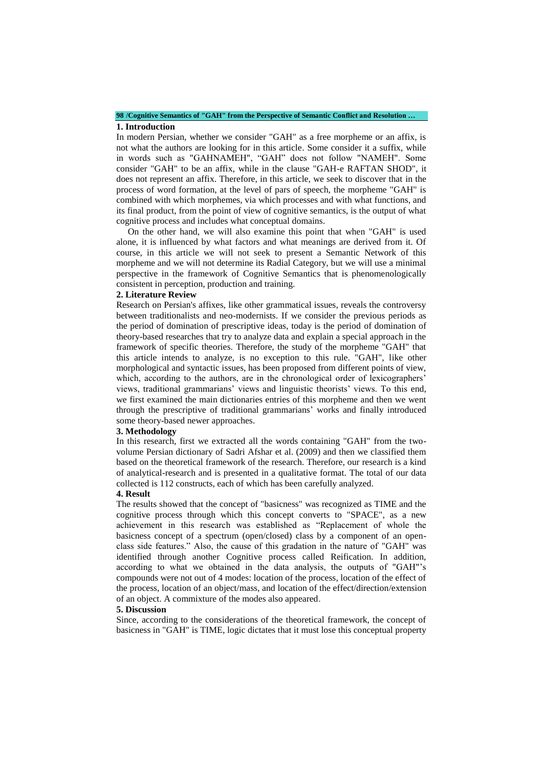## 1. Introduction

In modern Persian, whether we consider "GAH" as a free morpheme or an affix, is not what the authors are looking for in this article. Some consider it a suffix, while in words such as "GAHNAMEH", "GAH" does not follow "NAMEH". Some consider "GAH" to be an affix, while in the clause "GAH-e RAFTAN SHOD", it does not represent an affix. Therefore, in this article, we seek to discover that in the process of word formation, at the level of pars of speech, the morpheme "GAH" is combined with which morphemes, via which processes and with what functions, and its final product, from the point of view of cognitive semantics, is the output of what cognitive process and includes what conceptual domains.

On the other hand, we will also examine this point that when "GAH" is used alone, it is influenced by what factors and what meanings are derived from it. Of course, in this article we will not seek to present a Semantic Network of this morpheme and we will not determine its Radial Category, but we will use a minimal perspective in the framework of Cognitive Semantics that is phenomenologically consistent in perception, production and training.

## 2. Literature Review

Research on Persian's affixes, like other grammatical issues, reveals the controversy between traditionalists and neo-modernists. If we consider the previous periods as the period of domination of prescriptive ideas, today is the period of domination of theory-based researches that try to analyze data and explain a special approach in the framework of specific theories. Therefore, the study of the morpheme "GAH" that this article intends to analyze, is no exception to this rule. "GAH", like other morphological and syntactic issues, has been proposed from different points of view, which, according to the authors, are in the chronological order of lexicographers' views, traditional grammarians' views and linguistic theorists' views. To this end, we first examined the main dictionaries entries of this morpheme and then we went through the prescriptive of traditional grammarians' works and finally introduced some theory-based newer approaches.

## 3. Methodology

In this research, first we extracted all the words containing "GAH" from the two-volume Persian dictionary of Sadri Afshar et al. (2009) and then we classified them based on the theoretical framework of the research. Therefore, our research is a kind of analytical-research and is presented in a qualitative format. The total of our data collected is 112 constructs, each of which has been carefully analyzed.

## 4. Result

The results showed that the concept of "basicness" was recognized as TIME and the cognitive process through which this concept converts to "SPACE", as a new achievement in this research was established as "Replacement of whole the basicness concept of a spectrum (open/closed) class by a component of an open-class side features." Also, the cause of this gradation in the nature of "GAH" was identified through another Cognitive process called Reification. In addition, according to what we obtained in the data analysis, the outputs of "GAH"'s compounds were not out of 4 modes: location of the process, location of the effect of the process, location of an object/mass, and location of the effect/direction/extension of an object. A commixture of the modes also appeared.

## 5. Discussion

Since, according to the considerations of the theoretical framework, the concept of basicness in "GAH" is TIME, logic dictates that it must lose this conceptual property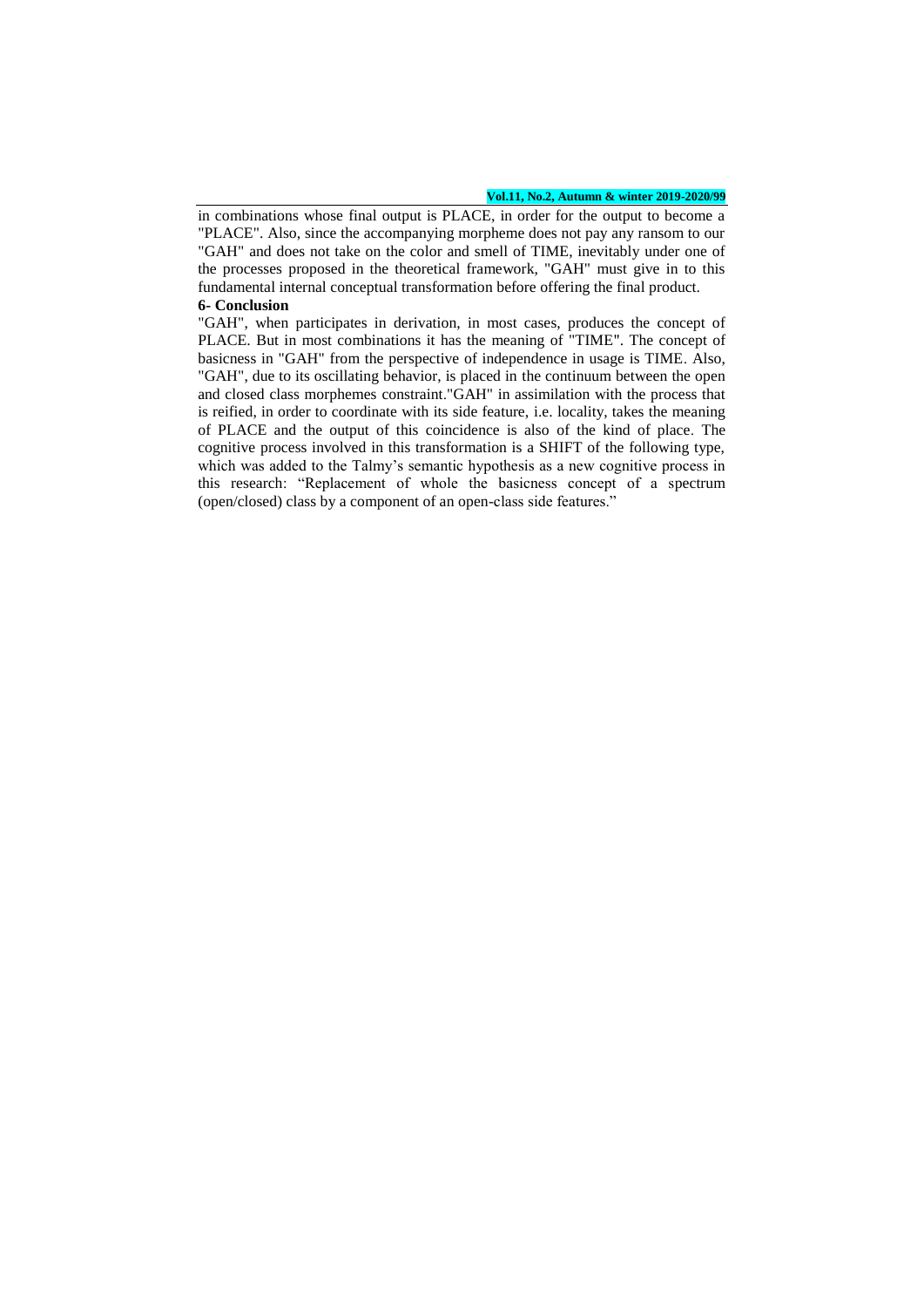in combinations whose final output is PLACE, in order for the output to become a "PLACE". Also, since the accompanying morpheme does not pay any ransom to our "GAH" and does not take on the color and smell of TIME, inevitably under one of the processes proposed in the theoretical framework, "GAH" must give in to this fundamental internal conceptual transformation before offering the final product.

## 6- Conclusion

"GAH", when participates in derivation, in most cases, produces the concept of PLACE. But in most combinations it has the meaning of "TIME". The concept of basicness in "GAH" from the perspective of independence in usage is TIME. Also, "GAH", due to its oscillating behavior, is placed in the continuum between the open and closed class morphemes constraint."GAH" in assimilation with the process that is reified, in order to coordinate with its side feature, i.e. locality, takes the meaning of PLACE and the output of this coincidence is also of the kind of place. The cognitive process involved in this transformation is a SHIFT of the following type, which was added to the Talmy's semantic hypothesis as a new cognitive process in this research: "Replacement of whole the basicness concept of a spectrum (open/closed) class by a component of an open-class side features."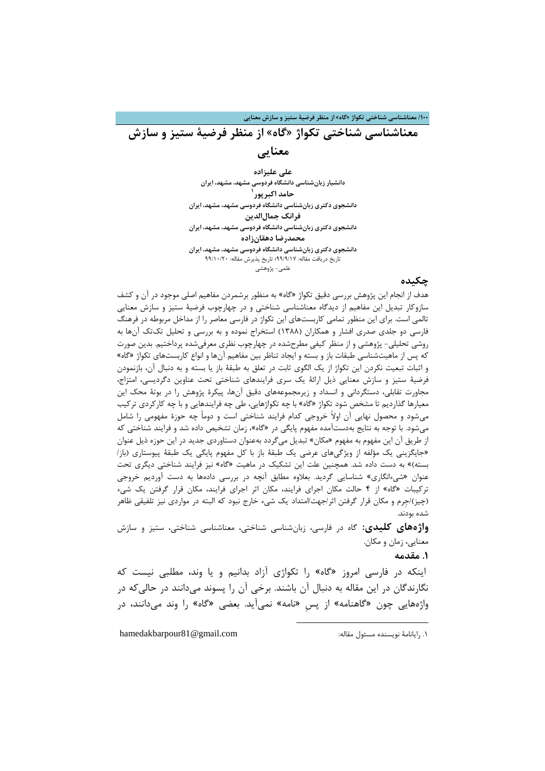# معناشناسی شناختی تکواژ «گاه» از منظر فرضیهٔ ستیز و سازش معنایی

**علی علیزاده**
دانشیار زبان‌شناسی دانشگاه فردوسی مشهد، مشهد، ایران

**حامد اکبرپور**[1]
دانشجوی دکتری زبان‌شناسی دانشگاه فردوسی مشهد، مشهد، ایران

**فرانک جمال‌الدین**
دانشجوی دکتری زبان‌شناسی دانشگاه فردوسی مشهد، مشهد، ایران

**محمدرضا دهقان‌زاده**
دانشجوی دکتری زبان‌شناسی دانشگاه فردوسی مشهد، مشهد، ایران

تاریخ دریافت مقاله: ۹۹/۹/۱۷؛ تاریخ پذیرش مقاله: ۹۹/۱۰/۲۰

علمی- پژوهشی

## چکیده

هدف از انجام این پژوهش بررسی دقیق تکواژ «گاه» به منظور برشمردن مفاهیم اصلی موجود در آن و کشف سازوکار تبدیل این مفاهیم از دیدگاه معناشناسی شناختی و در چهارچوب فرضیهٔ ستیز و سازش معنایی تالمی است. برای این منظور تمامی کاربست‌های این تکواژ در فارسی معاصر را از مداخل مربوطه در فرهنگ فارسی دو جلدی صدری افشار و همکاران (۱۳۸۸) استخراج نموده و به بررسی و تحلیل تک‌تک آن‌ها به روشی تحلیلی- پژوهشی و از منظر کیفیِ مطرح‌شده در چهارچوب نظری معرفی‌شده پرداختیم. بدین صورت که پس از ماهیت‌شناسی طبقات باز و بسته و ایجاد تناظر بین مفاهیم آن‌ها و انواع کاربست‌های تکواژ «گاه» و اثبات تبعیت نکردن این تکواژ از یک الگوی ثابت در تعلق به طبقهٔ باز یا بسته و به دنبال آن، بازنمودن فرضیهٔ ستیز و سازش معنایی ذیل ارائهٔ یک سری فرایندهای شناختی تحت عناوین دگردیسی، امتزاج، مجاورت تقابلی، دستگردانی و انسداد و زیرمجموعه‌های دقیق آن‌ها، پیکرهٔ پژوهش را در بوتهٔ محک این معیارها گذاردیم تا مشخص شود تکواژ «گاه» با چه تکواژهایی، طی چه فرایندهایی و با چه کارکردی ترکیب می‌شود و محصول نهایی آن اولاً خروجی کدام فرایند شناختی است و دوماً چه حوزهٔ مفهومی را شامل می‌شود. با توجه به نتایج به‌دست‌آمده مفهوم پایگی در «گاه»، زمان تشخیص داده شد و فرایند شناختی که از طریق آن این مفهوم به مفهوم «مکان» تبدیل می‌گردد به‌عنوان دستاوردی جدید در این حوزه ذیل عنوان «جایگزینی یک مؤلفه از ویژگی‌های عرضی یک طبقهٔ باز با کل مفهوم پایگی یک طبقهٔ پیوستاری (باز/ بسته)» به دست داده شد. همچنین علت این تشکیک در ماهیت «گاه» نیز فرایند شناختی دیگری تحت عنوان «شیء‌انگاری» شناسایی گردید. بعلاوه مطابق آنچه در بررسی داده‌ها به دست آوردیم خروجی ترکیبات «گاه» از ۴ حالت مکان اجرای فرایند، مکان اثر اجرای فرایند، مکان قرار گرفتن یک شیء (چیز)/جِرم و مکان قرار گرفتن اثر/جهت/امتداد یک شیء خارج نبود که البته در مواردی نیز تلفیقی ظاهر شده بودند.

**واژه‌های کلیدی:** گاه در فارسی، زبان‌شناسی شناختی، معناشناسی شناختی، ستیز و سازش معنایی، زمان و مکان.

## ۱. مقدمه

اینکه در فارسی امروز «گاه» را تکواژی آزاد بدانیم و یا وند، مطلبی نیست که نگارندگان در این مقاله به دنبال آن باشند. برخی آن را پسوند می‌دانند در حالی‌که در واژه‌هایی چون «گاهنامه» از پسِ «نامه» نمی‌آید. بعضی «گاه» را وند می‌دانند، در

---

[1] ۱. رایانامهٔ نویسنده مسئول مقاله: hamedakbarpour81@gmail.com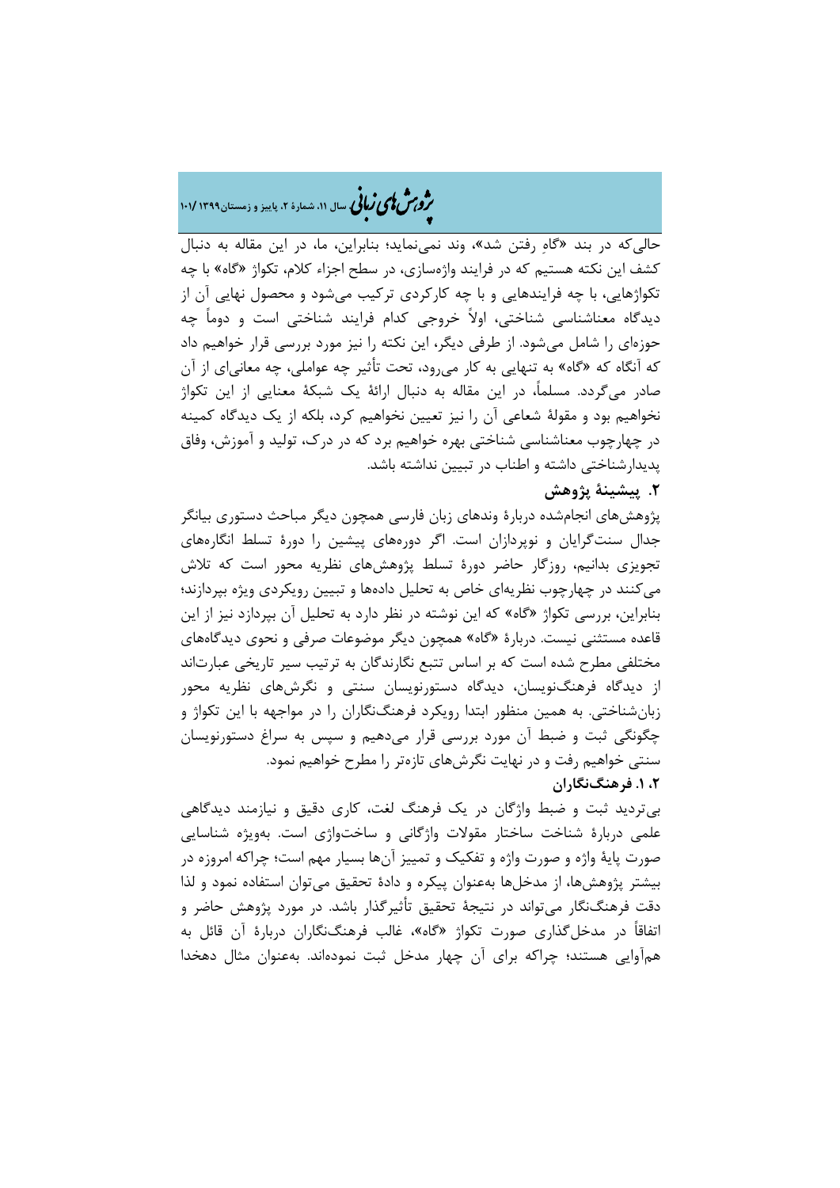حالی‌که در بند «گاهِ رفتن شد»، وند نمی‌نماید؛ بنابراین، ما، در این مقاله به دنبال کشف این نکته هستیم که در فرایند واژه‌سازی، در سطح اجزاء کلام، تکواژ «گاه» با چه تکواژهایی، با چه فرایندهایی و با چه کارکردی ترکیب می‌شود و محصول نهایی آن از دیدگاه معناشناسی شناختی، اولاً خروجی کدام فرایند شناختی است و دوماً چه حوزه‌ای را شامل می‌شود. از طرفی دیگر، این نکته را نیز مورد بررسی قرار خواهیم داد که آنگاه که «گاه» به تنهایی به کار می‌رود، تحت تأثیر چه عواملی، چه معانی‌ای از آن صادر می‌گردد. مسلماً، در این مقاله به دنبال ارائهٔ یک شبکهٔ معنایی از این تکواژ نخواهیم بود و مقولهٔ شعاعی آن را نیز تعیین نخواهیم کرد، بلکه از یک دیدگاه کمینه در چهارچوب معناشناسی شناختی بهره خواهیم برد که در درک، تولید و آموزش، وفاق پدیدارشناختی داشته و اطناب در تبیین نداشته باشد.

## ۲. پیشینهٔ پژوهش

پژوهش‌های انجام‌شده دربارهٔ وندهای زبان فارسی همچون دیگر مباحث دستوری بیانگر جدال سنت‌گرایان و نوپردازان است. اگر دوره‌های پیشین را دورهٔ تسلط انگاره‌های تجویزی بدانیم، روزگار حاضر دورهٔ تسلط پژوهش‌های نظریه محور است که تلاش می‌کنند در چهارچوب نظریه‌ای خاص به تحلیل داده‌ها و تبیین رویکردی ویژه بپردازند؛ بنابراین، بررسی تکواژ «گاه» که این نوشته در نظر دارد به تحلیل آن بپردازد نیز از این قاعده مستثنی نیست. دربارهٔ «گاه» همچون دیگر موضوعات صرفی و نحوی دیدگاه‌های مختلفی مطرح شده است که بر اساس تتبع نگارندگان به ترتیب سیر تاریخی عبارت‌اند از دیدگاه فرهنگ‌نویسان، دیدگاه دستورنویسان سنتی و نگرش‌های نظریه محور زبان‌شناختی. به همین منظور ابتدا رویکرد فرهنگ‌نگاران را در مواجهه با این تکواژ و چگونگی ثبت و ضبط آن مورد بررسی قرار می‌دهیم و سپس به سراغ دستورنویسان سنتی خواهیم رفت و در نهایت نگرش‌های تازه‌تر را مطرح خواهیم نمود.

### ۲. ۱. فرهنگ‌نگاران

بی‌تردید ثبت و ضبط واژگان در یک فرهنگ لغت، کاری دقیق و نیازمند دیدگاهی علمی دربارهٔ شناخت ساختار مقولات واژگانی و ساختواژی است. به‌ویژه شناسایی صورت پایهٔ واژه و صورت واژه و تفکیک و تمییز آن‌ها بسیار مهم است؛ چراکه امروزه در بیشتر پژوهش‌ها، از مدخل‌ها به‌عنوان پیکره و دادهٔ تحقیق می‌توان استفاده نمود و لذا دقت فرهنگ‌نگار می‌تواند در نتیجهٔ تحقیق تأثیرگذار باشد. در مورد پژوهش حاضر و اتفاقاً در مدخل‌گذاری صورت تکواژ «گاه»، غالب فرهنگ‌نگاران دربارهٔ آن قائل به هم‌آوایی هستند؛ چراکه برای آن چهار مدخل ثبت نموده‌اند. به‌عنوان مثال دهخدا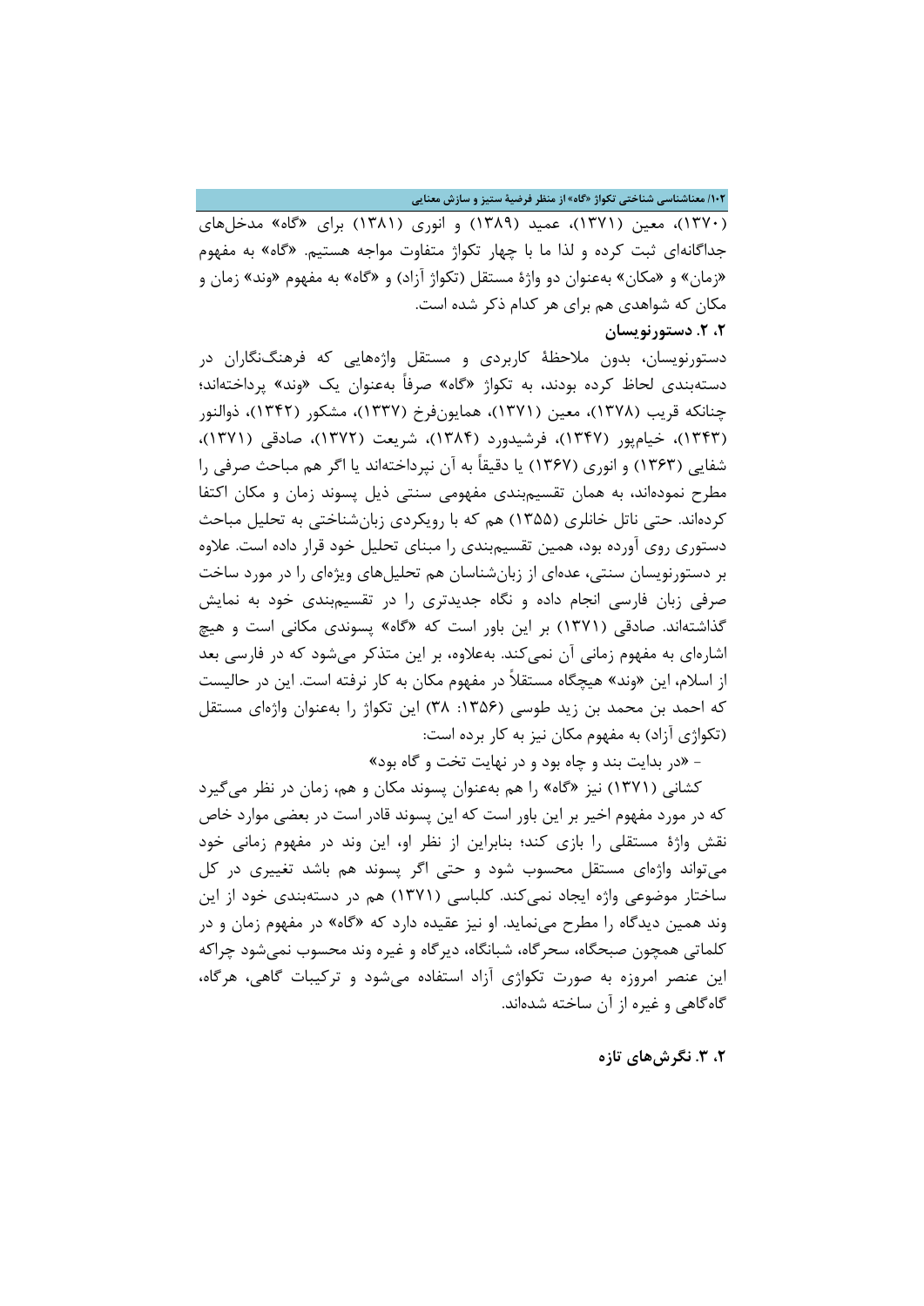(۱۳۷۰)، معین (۱۳۷۱)، عمید (۱۳۸۹) و انوری (۱۳۸۱) برای «گاه» مدخل‌های جداگانه‌ای ثبت کرده و لذا ما با چهار تکواژ متفاوت مواجه هستیم. «گاه» به مفهوم «زمان» و «مکان» به‌عنوان دو واژۀ مستقل (تکواژ آزاد) و «گاه» به مفهوم «وند» زمان و مکان که شواهدی هم برای هر کدام ذکر شده است.

### ۲، ۲. دستورنویسان

دستورنویسان، بدون ملاحظۀ کاربردی و مستقل واژه‌هایی که فرهنگ‌نگاران در دسته‌بندی لحاظ کرده بودند، به تکواژ «گاه» صرفاً به‌عنوان یک «وند» پرداخته‌اند؛ چنانکه قریب (۱۳۷۸)، معین (۱۳۷۱)، همایون‌فرخ (۱۳۳۷)، مشکور (۱۳۴۲)، ذوالنور (۱۳۴۳)، خیام‌پور (۱۳۴۷)، فرشیدورد (۱۳۸۴)، شریعت (۱۳۷۲)، صادقی (۱۳۷۱)، شفایی (۱۳۶۳) و انوری (۱۳۶۷) یا دقیقاً به آن نپرداخته‌اند یا اگر هم مباحث صرفی را مطرح نموده‌اند، به همان تقسیم‌بندی مفهومی سنتی ذیل پسوند زمان و مکان اکتفا کرده‌اند. حتی ناتل خانلری (۱۳۵۵) هم که با رویکردی زبان‌شناختی به تحلیل مباحث دستوری روی آورده بود، همین تقسیم‌بندی را مبنای تحلیل خود قرار داده است. علاوه بر دستورنویسان سنتی، عده‌ای از زبان‌شناسان هم تحلیل‌های ویژه‌ای را در مورد ساخت صرفی زبان فارسی انجام داده و نگاه جدیدتری را در تقسیم‌بندی خود به نمایش گذاشته‌اند. صادقی (۱۳۷۱) بر این باور است که «گاه» پسوندی مکانی است و هیچ اشاره‌ای به مفهوم زمانی آن نمی‌کند. به‌علاوه، بر این متذکر می‌شود که در فارسی بعد از اسلام، این «وند» هیچگاه مستقلاً در مفهوم مکان به کار نرفته است. این در حالیست که احمد بن محمد بن زید طوسی (۱۳۵۶: ۳۸) این تکواژ را به‌عنوان واژه‌ای مستقل (تکواژی آزاد) به مفهوم مکان نیز به کار برده است:

- «در بدایت بند و چاه بود و در نهایت تخت و گاه بود»

کشانی (۱۳۷۱) نیز «گاه» را هم به‌عنوان پسوند مکان و هم، زمان در نظر می‌گیرد که در مورد مفهوم اخیر بر این باور است که این پسوند قادر است در بعضی موارد خاص نقش واژۀ مستقلی را بازی کند؛ بنابراین از نظر او، این وند در مفهوم زمانی خود می‌تواند واژه‌ای مستقل محسوب شود و حتی اگر پسوند هم باشد تغییری در کل ساختار موضوعی واژه ایجاد نمی‌کند. کلباسی (۱۳۷۱) هم در دسته‌بندی خود از این وند همین دیدگاه را مطرح می‌نماید. او نیز عقیده دارد که «گاه» در مفهوم زمان و در کلماتی همچون صبحگاه، سحرگاه، شبانگاه، دیرگاه و غیره وند محسوب نمی‌شود چراکه این عنصر امروزه به صورت تکواژی آزاد استفاده می‌شود و ترکیبات گاهی، هرگاه، گاه‌گاهی و غیره از آن ساخته شده‌اند.

### ۲، ۳. نگرش‌های تازه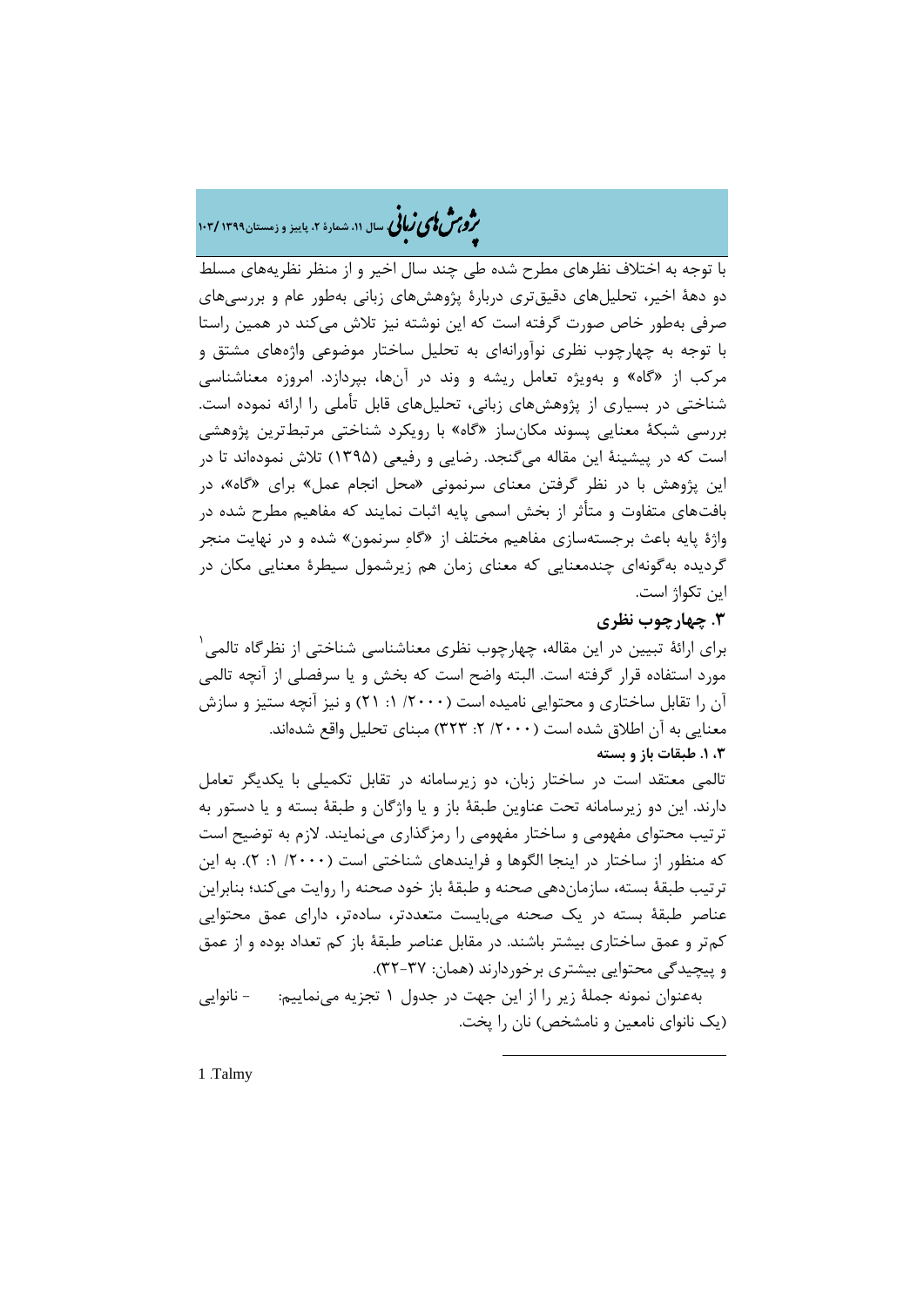با توجه به اختلاف نظرهای مطرح شده طی چند سال اخیر و از منظر نظریه‌های مسلط دو دهۀ اخیر، تحلیل‌های دقیق‌تری دربارۀ پژوهش‌های زبانی به‌طور عام و بررسی‌های صرفی به‌طور خاص صورت گرفته است که این نوشته نیز تلاش می‌کند در همین راستا با توجه به چهارچوب نظری نوآورانه‌ای به تحلیل ساختار موضوعی واژه‌های مشتق و مرکب از «گاه» و به‌ویژه تعامل ریشه و وند در آن‌ها، بپردازد. امروزه معناشناسی شناختی در بسیاری از پژوهش‌های زبانی، تحلیل‌های قابل تأملی را ارائه نموده است. بررسی شبکۀ معنایی پسوند مکان‌ساز «گاه» با رویکرد شناختی مرتبط‌ترین پژوهشی است که در پیشینۀ این مقاله می‌گنجد. رضایی و رفیعی (۱۳۹۵) تلاش نموده‌اند تا در این پژوهش با در نظر گرفتن معنای سرنمونی «محل انجام عمل» برای «گاه»، در بافت‌های متفاوت و متأثر از بخش اسمی پایه اثبات نمایند که مفاهیم مطرح شده در واژۀ پایه باعث برجسته‌سازی مفاهیم مختلف از «گاهِ سرنمون» شده و در نهایت منجر گردیده به‌گونه‌ای چندمعنایی که معنای زمان هم زیرشمول سیطرۀ معنایی مکان در این تکواژ است.

## ۳. چهارچوب نظری

برای ارائۀ تبیین در این مقاله، چهارچوب نظری معناشناسی شناختی از نظرگاه تالمی[1] مورد استفاده قرار گرفته است. البته واضح است که بخش و یا سرفصلی از آنچه تالمی آن را تقابل ساختاری و محتوایی نامیده است (۲۰۰۰/ ۱: ۲۱) و نیز آنچه ستیز و سازش معنایی به آن اطلاق شده است (۲۰۰۰/ ۲: ۳۲۳) مبنای تحلیل واقع شده‌اند.

### ۳. ۱. طبقات باز و بسته

تالمی معتقد است در ساختار زبان، دو زیرسامانه در تقابل تکمیلی با یکدیگر تعامل دارند. این دو زیرسامانه تحت عناوین طبقۀ باز و یا واژگان و طبقۀ بسته و یا دستور به ترتیب محتوای مفهومی و ساختار مفهومی را رمزگذاری می‌نمایند. لازم به توضیح است که منظور از ساختار در اینجا الگوها و فرایندهای شناختی است (۲۰۰۰/ ۱: ۲). به این ترتیب طبقۀ بسته، سازمان‌دهی صحنه و طبقۀ باز خود صحنه را روایت می‌کند؛ بنابراین عناصر طبقۀ بسته در یک صحنه می‌بایست متعددتر، ساده‌تر، دارای عمق محتوایی کم‌تر و عمق ساختاری بیشتر باشند. در مقابل عناصر طبقۀ باز کم تعداد بوده و از عمق و پیچیدگی محتوایی بیشتری برخوردارند (همان: ۳۷-۳۲).

به‌عنوان نمونه جملۀ زیر را از این جهت در جدول ۱ تجزیه می‌نماییم: - نانوایی (یک نانوای نامعین و نامشخص) نان را پخت.

---

1 .Talmy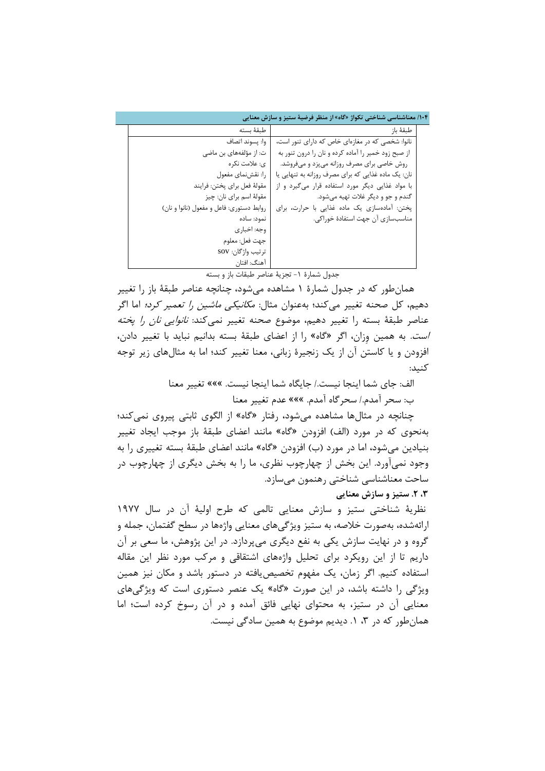| طبقهٔ باز | طبقهٔ بسته |
| --- | --- |
| نانوا: شخصی که در مغازه‌ای خاص که دارای تنور است، از صبح زود خمیر را آماده کرده و نان را درون تنور به روش خاصی برای مصرف روزانه می‌پزد و می‌فروشد. نان: یک ماده غذایی که برای مصرف روزانه به تنهایی یا با مواد غذایی دیگر مورد استفاده قرار می‌گیرد و از گندم و جو و دیگر غلات تهیه می‌شود. پختن: آماده‌سازی یک ماده غذایی با حرارت، برای مناسب‌سازی آن جهت استفادهٔ خوراکی. | وا: پسوند اتصاف<br>ت: از مؤلفه‌های بن ماضی<br>ی: علامت نکره<br>را: نقش‌نمای مفعول<br>مقولهٔ فعل برای پختن: فرایند<br>مقولهٔ اسم برای نان: چیز<br>روابط دستوری: فاعل و مفعول (نانوا و نان)<br>نمود: ساده<br>وجه: اخباری<br>جهت فعل: معلوم<br>ترتیب واژگان: SOV<br>آهنگ: افتان |

جدول شمارهٔ ۱- تجزیهٔ عناصر طبقات باز و بسته

همان‌طور که در جدول شمارهٔ ۱ مشاهده می‌شود، چنانچه عناصر طبقهٔ باز را تغییر دهیم، کل صحنه تغییر می‌کند؛ به‌عنوان مثال: *مکانیکی ماشین را تعمیر کرد*؛ اما اگر عناصر طبقهٔ بسته را تغییر دهیم، موضوع صحنه تغییر نمی‌کند: *نانوایی نان را پخته است*. به همین وِزان، اگر «گاه» را از اعضای طبقهٔ بسته بدانیم نباید با تغییر دادن، افزودن و یا کاستن آن از یک زنجیرهٔ زبانی، معنا تغییر کند؛ اما به مثال‌های زیر توجه کنید:

الف: جای شما اینجا نیست./ جایگاه شما اینجا نیست. «»» تغییر معنا

ب: سحر آمدم./ سحرگاه آمدم. «»» عدم تغییر معنا

چنانچه در مثال‌ها مشاهده می‌شود، رفتار «گاه» از الگوی ثابتی پیروی نمی‌کند؛ به‌نحوی که در مورد (الف) افزودن «گاه» مانند اعضای طبقهٔ باز موجب ایجاد تغییر بنیادین می‌شود، اما در مورد (ب) افزودن «گاه» مانند اعضای طبقهٔ بسته تغییری را به وجود نمی‌آورد. این بخش از چهارچوب نظری، ما را به بخش دیگری از چهارچوب در ساحت معناشناسی شناختی رهنمون می‌سازد.

**۳، ۲. ستیز و سازش معنایی**

نظریهٔ شناختی ستیز و سازش معنایی تالمی که طرح اولیهٔ آن در سال ۱۹۷۷ ارائه‌شده، به‌صورت خلاصه، به ستیز ویژگی‌های معنایی واژه‌ها در سطح گفتمان، جمله و گروه و در نهایت سازش یکی به نفع دیگری می‌پردازد. در این پژوهش، ما سعی بر آن داریم تا از این رویکرد برای تحلیل واژه‌های اشتقاقی و مرکب مورد نظر این مقاله استفاده کنیم. اگر زمان، یک مفهوم تخصیص‌یافته در دستور باشد و مکان نیز همین ویژگی را داشته باشد، در این صورت «گاه» یک عنصر دستوری است که ویژگی‌های معنایی آن در ستیز، به محتوای نهایی فائق آمده و در آن رسوخ کرده است؛ اما همان‌طور که در ۳، ۱. دیدیم موضوع به همین سادگی نیست.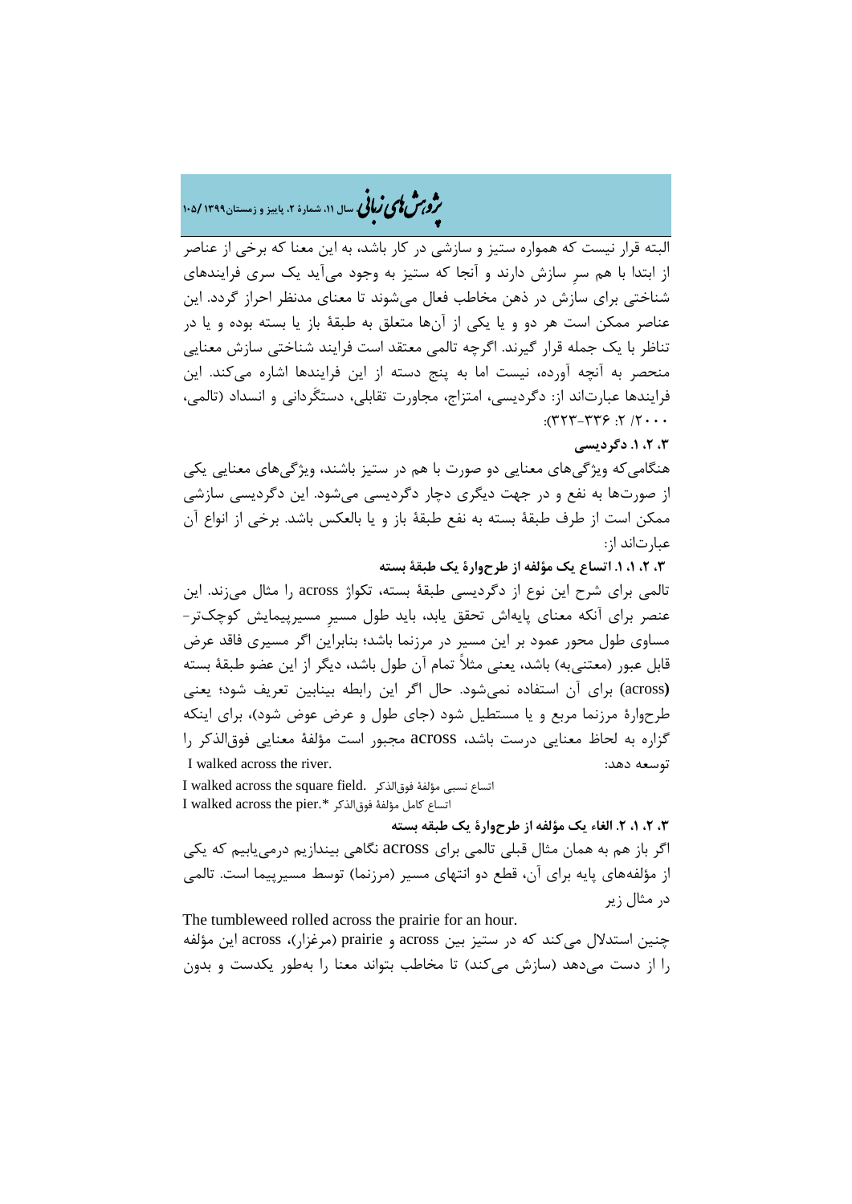البته قرار نیست که همواره ستیز و سازشی در کار باشد، به این معنا که برخی از عناصر از ابتدا با هم سرِ سازش دارند و آنجا که ستیز به وجود می‌آید یک سری فرایندهای شناختی برای سازش در ذهن مخاطب فعال می‌شوند تا معنای مدنظر احراز گردد. این عناصر ممکن است هر دو و یا یکی از آن‌ها متعلق به طبقهٔ باز یا بسته بوده و یا در تناظر با یک جمله قرار گیرند. اگرچه تالمی معتقد است فرایند شناختی سازش معنایی منحصر به آنچه آورده، نیست اما به پنج دسته از این فرایندها اشاره می‌کند. این فرایندها عبارت‌اند از: دگردیسی، امتزاج، مجاورت تقابلی، دستگَردانی و انسداد (تالمی، ۲۰۰۰/ ۲: ۳۳۶-۳۲۳):

### ۳، ۲، ۱. دگردیسی

هنگامی‌که ویژگی‌های معنایی دو صورت با هم در ستیز باشند، ویژگی‌های معنایی یکی از صورت‌ها به نفع و در جهت دیگری دچار دگردیسی می‌شود. این دگردیسی سازشی ممکن است از طرف طبقهٔ بسته به نفع طبقهٔ باز و یا بالعکس باشد. برخی از انواع آن عبارت‌اند از:

#### ۳، ۲، ۱، ۱. اتساع یک مؤلفه از طرحوارهٔ یک طبقهٔ بسته

تالمی برای شرح این نوع از دگردیسی طبقهٔ بسته، تکواژ across را مثال می‌زند. این عنصر برای آنکه معنای پایه‌اش تحقق یابد، باید طول مسیرِ مسیرپیمایش کوچک‌تر- مساوی طول محور عمود بر این مسیر در مرزنما باشد؛ بنابراین اگر مسیری فاقد عرض قابل عبور (معتنی‌به) باشد، یعنی مثلاً تمام آن طول باشد، دیگر از این عضو طبقهٔ بسته (across) برای آن استفاده نمی‌شود. حال اگر این رابطه بینابین تعریف شود؛ یعنی طرحوارهٔ مرزنما مربع و یا مستطیل شود (جای طول و عرض عوض شود)، برای اینکه گزاره به لحاظ معنایی درست باشد، across مجبور است مؤلفهٔ معنایی فوق‌الذکر را توسعه دهد:

I walked across the river.

I walked across the square field. اتساع نسبی مؤلفهٔ فوق‌الذکر

I walked across the pier.* اتساع کامل مؤلفهٔ فوق‌الذکر

#### ۳، ۲، ۱، ۲. الغاء یک مؤلفه از طرحوارهٔ یک طبقه بسته

اگر باز هم به همان مثال قبلی تالمی برای across نگاهی بیندازیم درمی‌یابیم که یکی از مؤلفه‌های پایه برای آن، قطع دو انتهای مسیر (مرزنما) توسط مسیرپیما است. تالمی در مثال زیر

The tumbleweed rolled across the prairie for an hour.

چنین استدلال می‌کند که در ستیز بین across و prairie (مرغزار)، across این مؤلفه را از دست می‌دهد (سازش می‌کند) تا مخاطب بتواند معنا را به‌طور یکدست و بدون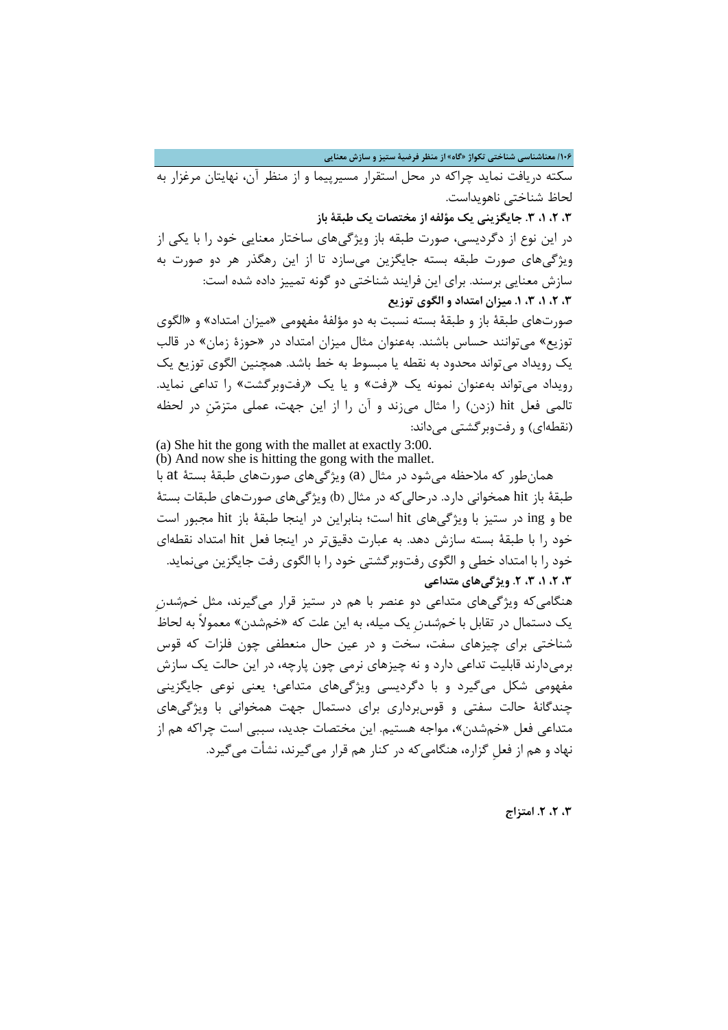سکته دریافت نماید چراکه در محل استقرار مسیرپیما و از منظر آن، نهایتان مرغزار به لحاظ شناختی ناهویداست.

**۳، ۲، ۱، ۳. جایگزینی یک مؤلفه از مختصات یک طبقۀ باز**

در این نوع از دگردیسی، صورت طبقه باز ویژگی‌های ساختار معنایی خود را با یکی از ویژگی‌های صورت طبقه بسته جایگزین می‌سازد تا از این رهگذر هر دو صورت به سازش معنایی برسند. برای این فرایند شناختی دو گونه تمییز داده شده است:

**۳، ۲، ۱، ۳، ۱. میزان امتداد و الگوی توزیع**

صورت‌های طبقۀ باز و طبقۀ بسته نسبت به دو مؤلفۀ مفهومی «میزان امتداد» و «الگوی توزیع» می‌توانند حساس باشند. به‌عنوان مثال میزان امتداد در «حوزۀ زمان» در قالب یک رویداد می‌تواند محدود به نقطه یا مبسوط به خط باشد. همچنین الگوی توزیع یک رویداد می‌تواند به‌عنوان نمونه یک «رفت» و یا یک «رفت‌وبرگشت» را تداعی نماید. تالمی فعل hit (زدن) را مثال می‌زند و آن را از این جهت، عملی متزمّنِ در لحظه (نقطه‌ای) و رفت‌وبرگشتی می‌داند:

(a) She hit the gong with the mallet at exactly 3:00.
(b) And now she is hitting the gong with the mallet.

همان‌طور که ملاحظه می‌شود در مثال (a) ویژگی‌های صورت‌های طبقۀ بستۀ at با طبقۀ باز hit همخوانی دارد. درحالی‌که در مثال (b) ویژگی‌های صورت‌های طبقات بستۀ be و ing در ستیز با ویژگی‌های hit است؛ بنابراین در اینجا طبقۀ باز hit مجبور است خود را با طبقۀ بسته سازش دهد. به عبارت دقیق‌تر در اینجا فعل hit امتداد نقطه‌ای خود را با امتداد خطی و الگوی رفت‌وبرگشتی خود را با الگوی رفت جایگزین می‌نماید.

**۳، ۲، ۱، ۳، ۲. ویژگی‌های متداعی**

هنگامی‌که ویژگی‌های متداعی دو عنصر با هم در ستیز قرار می‌گیرند، مثل خم‌شدنِ یک دستمال در تقابل با خم‌شدنِ یک میله، به این علت که «خم‌شدن» معمولاً به لحاظ شناختی برای چیزهای سفت، سخت و در عین حال منعطفی چون فلزات که قوس برمی‌دارند قابلیت تداعی دارد و نه چیزهای نرمی چون پارچه، در این حالت یک سازش مفهومی شکل می‌گیرد و با دگردیسی ویژگی‌های متداعی؛ یعنی نوعی جایگزینی چندگانۀ حالت سفتی و قوس‌برداری برای دستمال جهت همخوانی با ویژگی‌های متداعی فعل «خم‌شدن»، مواجه هستیم. این مختصات جدید، سببی است چراکه هم از نهاد و هم از فعلِ گزاره، هنگامی‌که در کنار هم قرار می‌گیرند، نشأت می‌گیرد.

**۳، ۲، ۲. امتزاج**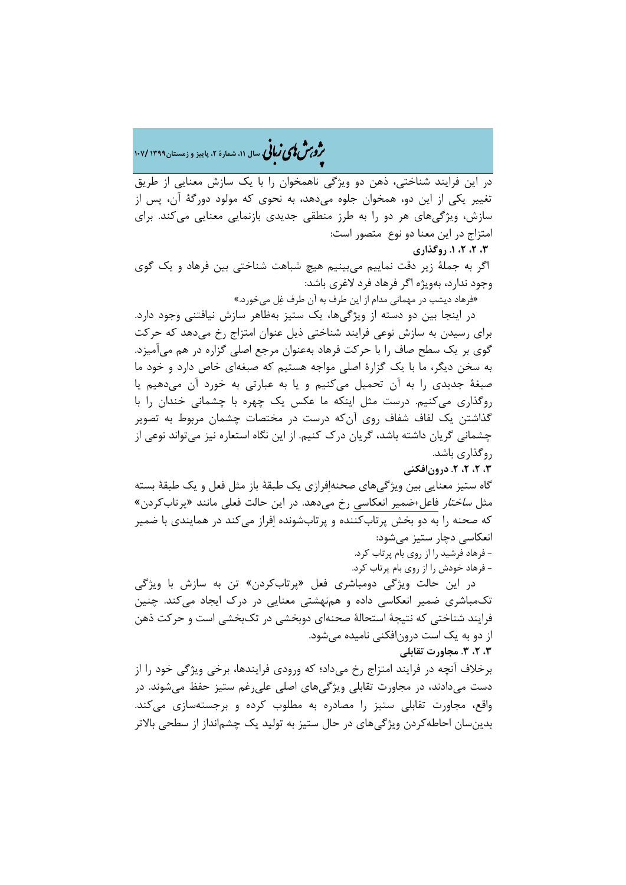در این فرایند شناختی، ذهن دو ویژگی ناهمخوان را با یک سازش معنایی از طریق تغییر یکی از این دو، همخوان جلوه می‌دهد، به نحوی که مولود دورگهٔ آن، پس از سازش، ویژگی‌های هر دو را به طرز منطقی جدیدی بازنمایی معنایی می‌کند. برای امتزاج در این معنا دو نوع متصور است:

**۳، ۲، ۲، ۱. روگذاری**

اگر به جملهٔ زیر دقت نماییم می‌بینیم هیچ شباهت شناختی بین فرهاد و یک گوی وجود ندارد، به‌ویژه اگر فرهاد فرد لاغری باشد:

«فرهاد دیشب در مهمانی مدام از این طرف به آن طرف غل می‌خورد.»

در اینجا بین دو دسته از ویژگی‌ها، یک ستیز به‌ظاهر سازش نیافتنی وجود دارد. برای رسیدن به سازش نوعی فرایند شناختی ذیل عنوان امتزاج رخ می‌دهد که حرکت گوی بر یک سطح صاف را با حرکت فرهاد به‌عنوان مرجع اصلی گزاره در هم می‌آمیزد. به سخن دیگر، ما با یک گزارهٔ اصلی مواجه هستیم که صبغه‌ای خاص دارد و خود ما صبغهٔ جدیدی را به آن تحمیل می‌کنیم و یا به عبارتی به خورد آن می‌دهیم یا روگذاری می‌کنیم. درست مثل اینکه ما عکس یک چهره با چشمانی خندان را با گذاشتن یک لفاف شفاف روی آن‌که درست در مختصات چشمان مربوط به تصویر چشمانی گریان داشته باشد، گریان درک کنیم. از این نگاه استعاره نیز می‌تواند نوعی از روگذاری باشد.

**۳، ۲، ۲، ۲. درون‌افکنی**

گاه ستیز معنایی بین ویژگی‌های صحنه‌اِفرازی یک طبقهٔ باز مثل فعل و یک طبقهٔ بسته مثل *ساختار* فاعل+ضمیر انعکاسی رخ می‌دهد. در این حالت فعلی مانند «پرتاب‌کردن» که صحنه را به دو بخش پرتاب‌کننده و پرتاب‌شونده اِفراز می‌کند در همایندی با ضمیر انعکاسی دچار ستیز می‌شود:

- فرهاد فرشید را از روی بام پرتاب کرد.
- فرهاد خودش را از روی بام پرتاب کرد.

در این حالت ویژگی دومباشری فعل «پرتاب‌کردن» تن به سازش با ویژگی تک‌مباشری ضمیر انعکاسی داده و هم‌نهشتی معنایی در درک ایجاد می‌کند. چنین فرایند شناختی که نتیجهٔ استحالهٔ صحنه‌ای دوبخشی در تک‌بخشی است و حرکت ذهن از دو به یک است درون‌افکنی نامیده می‌شود.

**۳، ۲، ۳. مجاورت تقابلی**

برخلاف آنچه در فرایند امتزاج رخ می‌داد؛ که ورودی فرایندها، برخی ویژگی خود را از دست می‌دادند، در مجاورت تقابلی ویژگی‌های اصلی علی‌رغم ستیز حفظ می‌شوند. در واقع، مجاورت تقابلی ستیز را مصادره به مطلوب کرده و برجسته‌سازی می‌کند. بدین‌سان احاطه‌کردن ویژگی‌های در حال ستیز به تولید یک چشم‌انداز از سطحی بالاتر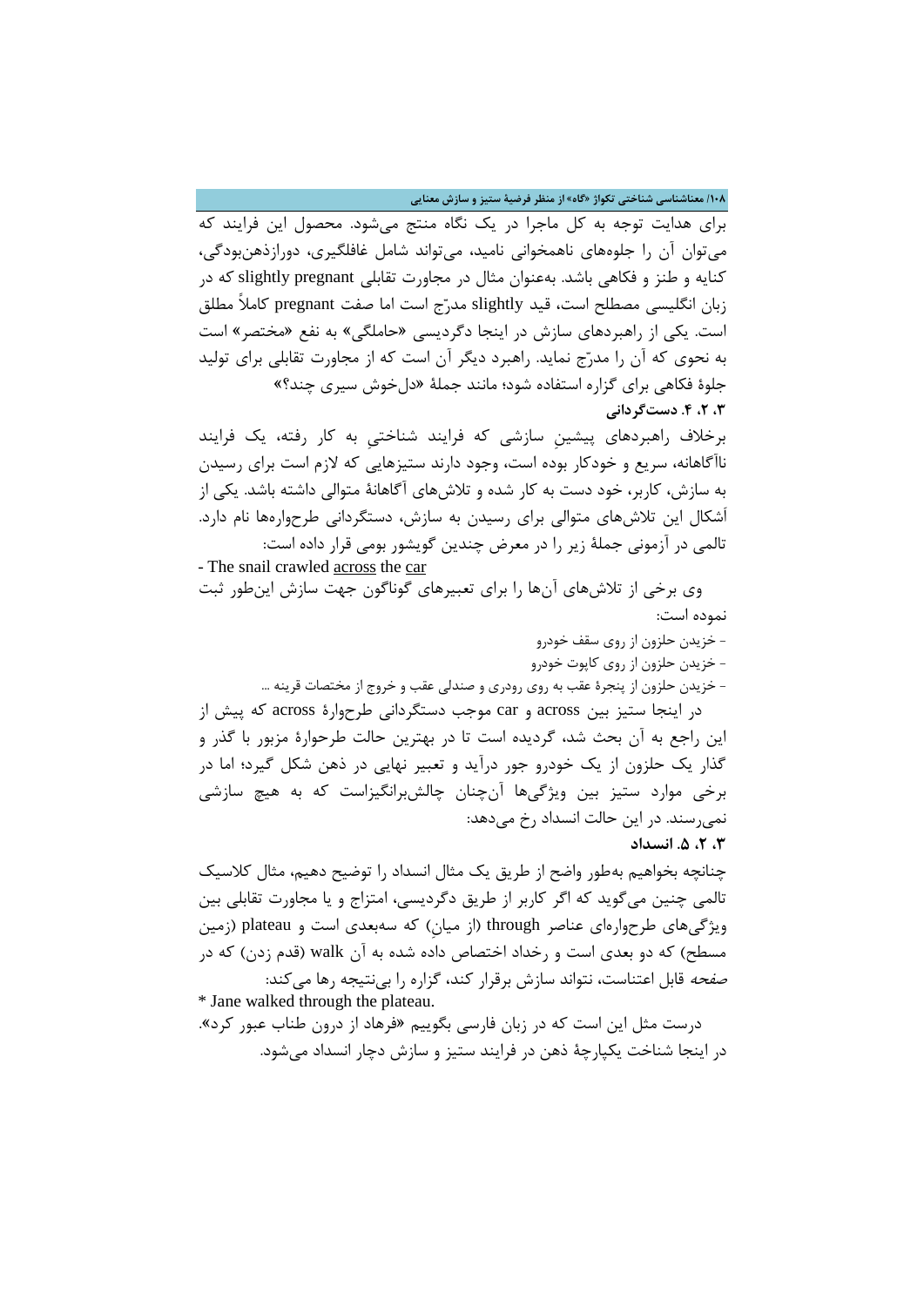برای هدایت توجه به کل ماجرا در یک نگاه منتج می‌شود. محصول این فرایند که می‌توان آن را جلوه‌های ناهمخوانی نامید، می‌تواند شامل غافلگیری، دورازذهن‌بودگی، کنایه و طنز و فکاهی باشد. به‌عنوان مثال در مجاورت تقابلی slightly pregnant که در زبان انگلیسی مصطلح است، قید slightly مدرّج است اما صفت pregnant کاملاً مطلق است. یکی از راهبردهای سازش در اینجا دگردیسی «حاملگی» به نفع «مختصر» است به نحوی که آن را مدرّج نماید. راهبرد دیگر آن است که از مجاورت تقابلی برای تولید جلوهٔ فکاهی برای گزاره استفاده شود؛ مانند جملهٔ «دل‌خوش سیری چند؟»

### ۳. ۲. ۴. دستگردانی

برخلاف راهبردهای پیشینِ سازشی که فرایند شناختیِ به کار رفته، یک فرایند ناآگاهانه، سریع و خودکار بوده است، وجود دارند ستیزهایی که لازم است برای رسیدن به سازش، کاربر، خود دست به کار شده و تلاش‌های آگاهانهٔ متوالی داشته باشد. یکی از أشکال این تلاش‌های متوالی برای رسیدن به سازش، دستگردانی طرحواره‌ها نام دارد. تالمی در آزمونی جملهٔ زیر را در معرض چندین گویشور بومی قرار داده است:

- The snail crawled across the car

وی برخی از تلاش‌های آن‌ها را برای تعبیرهای گوناگون جهت سازش این‌طور ثبت نموده است:

- خزیدن حلزون از روی سقف خودرو
- خزیدن حلزون از روی کاپوت خودرو
- خزیدن حلزون از پنجرهٔ عقب به روی رودری و صندلی عقب و خروج از مختصات قرینه ...

در اینجا ستیز بین across و car موجب دستگردانی طرحوارهٔ across که پیش از این راجع به آن بحث شد، گردیده است تا در بهترین حالت طرحوارهٔ مزبور با گذر و گذار یک حلزون از یک خودرو جور درآید و تعبیر نهایی در ذهن شکل گیرد؛ اما در برخی موارد ستیز بین ویژگی‌ها آن‌چنان چالش‌برانگیزاست که به هیچ سازشی نمی‌رسند. در این حالت انسداد رخ می‌دهد:

### ۳. ۲. ۵. انسداد

چنانچه بخواهیم به‌طور واضح از طریق یک مثال انسداد را توضیح دهیم، مثال کلاسیک تالمی چنین می‌گوید که اگر کاربر از طریق دگردیسی، امتزاج و یا مجاورت تقابلی بین ویژگی‌های طرحواره‌ای عناصر through (از میانِ) که سه‌بعدی است و plateau (زمین مسطح) که دو بعدی است و رخداد اختصاص داده شده به آن walk (قدم زدن) که در صفحه قابل اعتناست، نتواند سازش برقرار کند، گزاره را بی‌نتیجه رها می‌کند:

* Jane walked through the plateau.

درست مثل این است که در زبان فارسی بگوییم «فرهاد از درون طناب عبور کرد». در اینجا شناخت یکپارچهٔ ذهن در فرایند ستیز و سازش دچار انسداد می‌شود.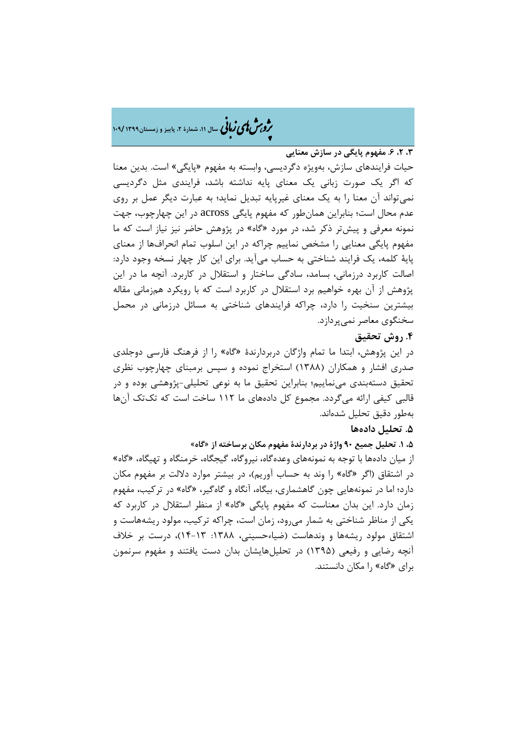### ۳، ۲، ۶. مفهوم پایگی در سازش معنایی

حیات فرایندهای سازش، به‌ویژه دگردیسی، وابسته به مفهوم «پایگی» است. بدین معنا که اگر یک صورت زبانی یک معنای پایه نداشته باشد، فرایندی مثل دگردیسی نمی‌تواند آن معنا را به یک معنای غیرپایه تبدیل نماید؛ به عبارت دیگر عمل بر روی عدم محال است؛ بنابراین همان‌طور که مفهوم پایگی across در این چهارچوب، جهت نمونه معرفی و پیش‌تر ذکر شد، در مورد «گاه» در پژوهش حاضر نیز نیاز است که ما مفهوم پایگی معنایی را مشخص نماییم چراکه در این اسلوب تمام انحراف‌ها از معنای پایهٔ کلمه، یک فرایند شناختی به حساب می‌آید. برای این کار چهار نسخه وجود دارد: اصالت کاربرد درزمانی، بسامد، سادگی ساختار و استقلال در کاربرد. آنچه ما در این پژوهش از آن بهره خواهیم برد استقلال در کاربرد است که با رویکرد هم‌زمانی مقاله بیشترین سنخیت را دارد، چراکه فرایندهای شناختی به مسائل درزمانی در محمل سخنگوی معاصر نمی‌پردازد.

## ۴. روش تحقیق

در این پژوهش، ابتدا ما تمام واژگان دربردارندهٔ «گاه» را از فرهنگ فارسی دوجلدی صدری افشار و همکاران (۱۳۸۸) استخراج نموده و سپس برمبنای چهارچوب نظری تحقیق دسته‌بندی می‌نماییم؛ بنابراین تحقیق ما به نوعی تحلیلی-پژوهشی بوده و در قالبی کیفی ارائه می‌گردد. مجموع کل داده‌های ما ۱۱۲ ساخت است که تک‌تک آن‌ها به‌طور دقیق تحلیل شده‌اند.

## ۵. تحلیل داده‌ها

### ۵، ۱. تحلیل جمیع ۹۰ واژهٔ در بردارندهٔ مفهوم مکان برساخته از «گاه»

از میان داده‌ها با توجه به نمونه‌های وعده‌گاه، نیروگاه، گیجگاه، خرمنگاه و تهیگاه، «گاه» در اشتقاق (اگر «گاه» را وند به حساب آوریم)، در بیشتر موارد دلالت بر مفهوم مکان دارد؛ اما در نمونه‌هایی چون گاهشماری، بیگاه، آنگاه و گاه‌گیر، «گاه» در ترکیب، مفهوم زمان دارد. این بدان معناست که مفهوم پایگی «گاه» از منظر استقلال در کاربرد که یکی از مناظر شناختی به شمار می‌رود، زمان است، چراکه ترکیب، مولود ریشه‌هاست و اشتقاق مولود ریشه‌ها و وندهاست (ضیاءحسینی، ۱۳۸۸: ۱۳-۱۴)، درست بر خلاف آنچه رضایی و رفیعی (۱۳۹۵) در تحلیل‌هایشان بدان دست یافتند و مفهوم سرنمون برای «گاه» را مکان دانستند.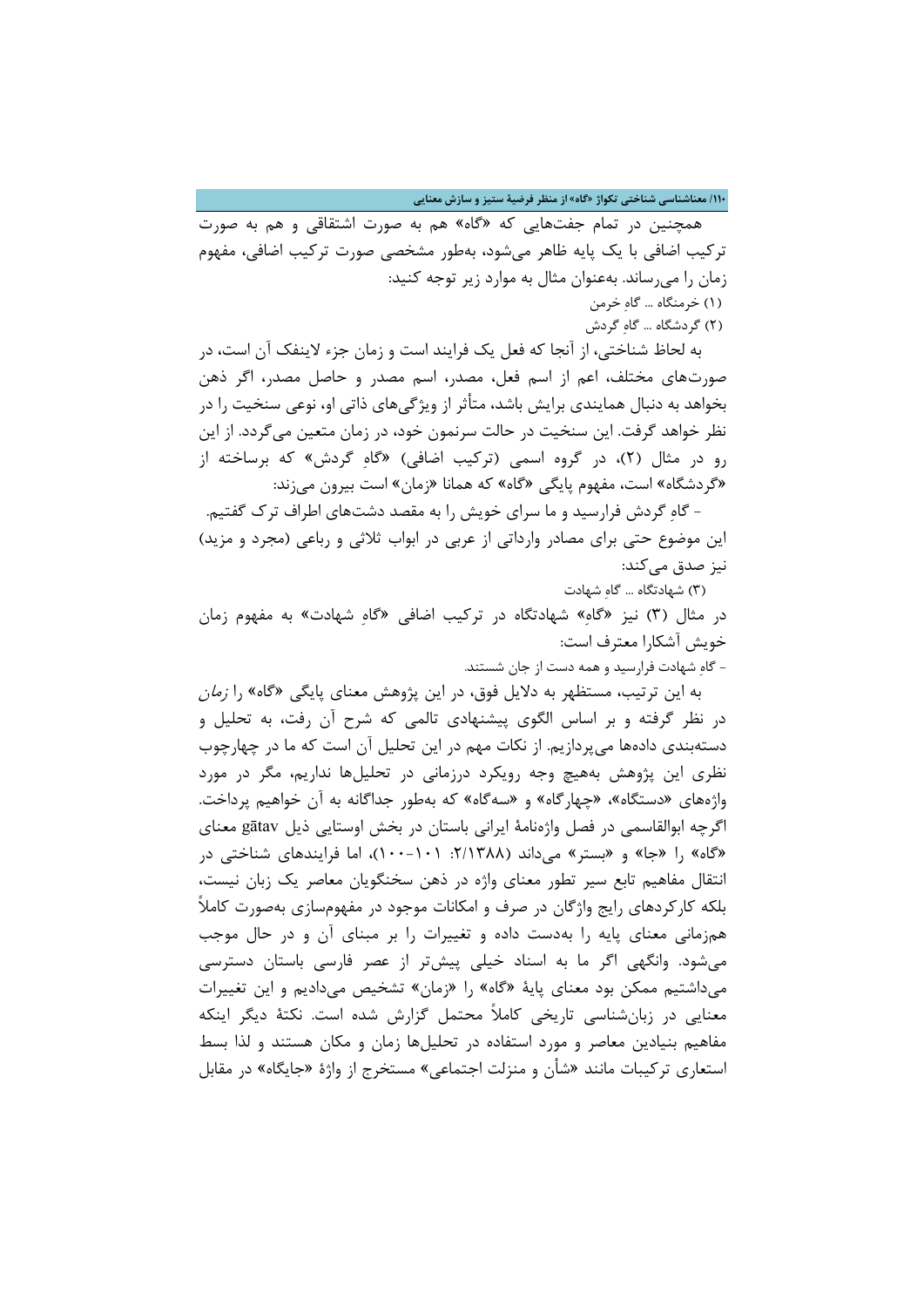همچنین در تمام جفت‌هایی که «گاه» هم به صورت اشتقاقی و هم به صورت ترکیب اضافی با یک پایه ظاهر می‌شود، به‌طور مشخصی صورت ترکیب اضافی، مفهوم زمان را می‌رساند. به‌عنوان مثال به موارد زیر توجه کنید:

(۱) خرمنگاه ... گاهِ خرمن

(۲) گردشگاه ... گاهِ گردش

به لحاظ شناختی، از آنجا که فعل یک فرایند است و زمان جزء لاینفک آن است، در صورت‌های مختلف، اعم از اسم فعل، مصدر، اسم مصدر و حاصل مصدر، اگر ذهن بخواهد به دنبال همایندی برایش باشد، متأثر از ویژگی‌های ذاتی او، نوعی سنخیت را در نظر خواهد گرفت. این سنخیت در حالت سرنمون خود، در زمان متعین می‌گردد. از این رو در مثال (۲)، در گروه اسمی (ترکیب اضافی) «گاهِ گردش» که برساخته از «گردشگاه» است، مفهوم پایگی «گاه» که همانا «زمان» است بیرون می‌زند:

- گاهِ گردش فرارسید و ما سرای خویش را به مقصد دشت‌های اطراف ترک گفتیم.

این موضوع حتی برای مصادر وارداتی از عربی در ابواب ثلاثی و رباعی (مجرد و مزید) نیز صدق می‌کند:

(۳) شهادتگاه ... گاهِ شهادت

در مثال (۳) نیز «گاهِ» شهادتگاه در ترکیب اضافی «گاهِ شهادت» به مفهوم زمان خویش آشکارا معترف است:

- گاهِ شهادت فرارسید و همه دست از جان شستند.

به این ترتیب، مستظهر به دلایل فوق، در این پژوهش معنای پایگی «گاه» را *زمان* در نظر گرفته و بر اساس الگوی پیشنهادی تالمی که شرح آن رفت، به تحلیل و دسته‌بندی داده‌ها می‌پردازیم. از نکات مهم در این تحلیل آن است که ما در چهارچوب نظری این پژوهش به‌هیچ وجه رویکرد درزمانی در تحلیل‌ها نداریم، مگر در مورد واژه‌های «دستگاه»، «چهارگاه» و «سه‌گاه» که به‌طور جداگانه به آن خواهیم پرداخت. اگرچه ابوالقاسمی در فصل واژه‌نامۀ ایرانی باستان در بخش اوستایی ذیل gātav معنای «گاه» را «جا» و «بستر» می‌داند (۲/۱۳۸۸: ۱۰۱-۱۰۰)، اما فرایندهای شناختی در انتقال مفاهیم تابع سیر تطور معنای واژه در ذهن سخنگویان معاصر یک زبان نیست، بلکه کارکردهای رایج واژگان در صرف و امکانات موجود در مفهوم‌سازی به‌صورت کاملاً هم‌زمانی معنای پایه را به‌دست داده و تغییرات را بر مبنای آن و در حال موجب می‌شود. وانگهی اگر ما به اسناد خیلی پیش‌تر از عصر فارسی باستان دسترسی می‌داشتیم ممکن بود معنای پایۀ «گاه» را «زمان» تشخیص می‌دادیم و این تغییرات معنایی در زبان‌شناسی تاریخی کاملاً محتمل گزارش شده است. نکتۀ دیگر اینکه مفاهیم بنیادین معاصر و مورد استفاده در تحلیل‌ها زمان و مکان هستند و لذا بسط استعاری ترکیبات مانند «شأن و منزلت اجتماعی» مستخرج از واژۀ «جایگاه» در مقابل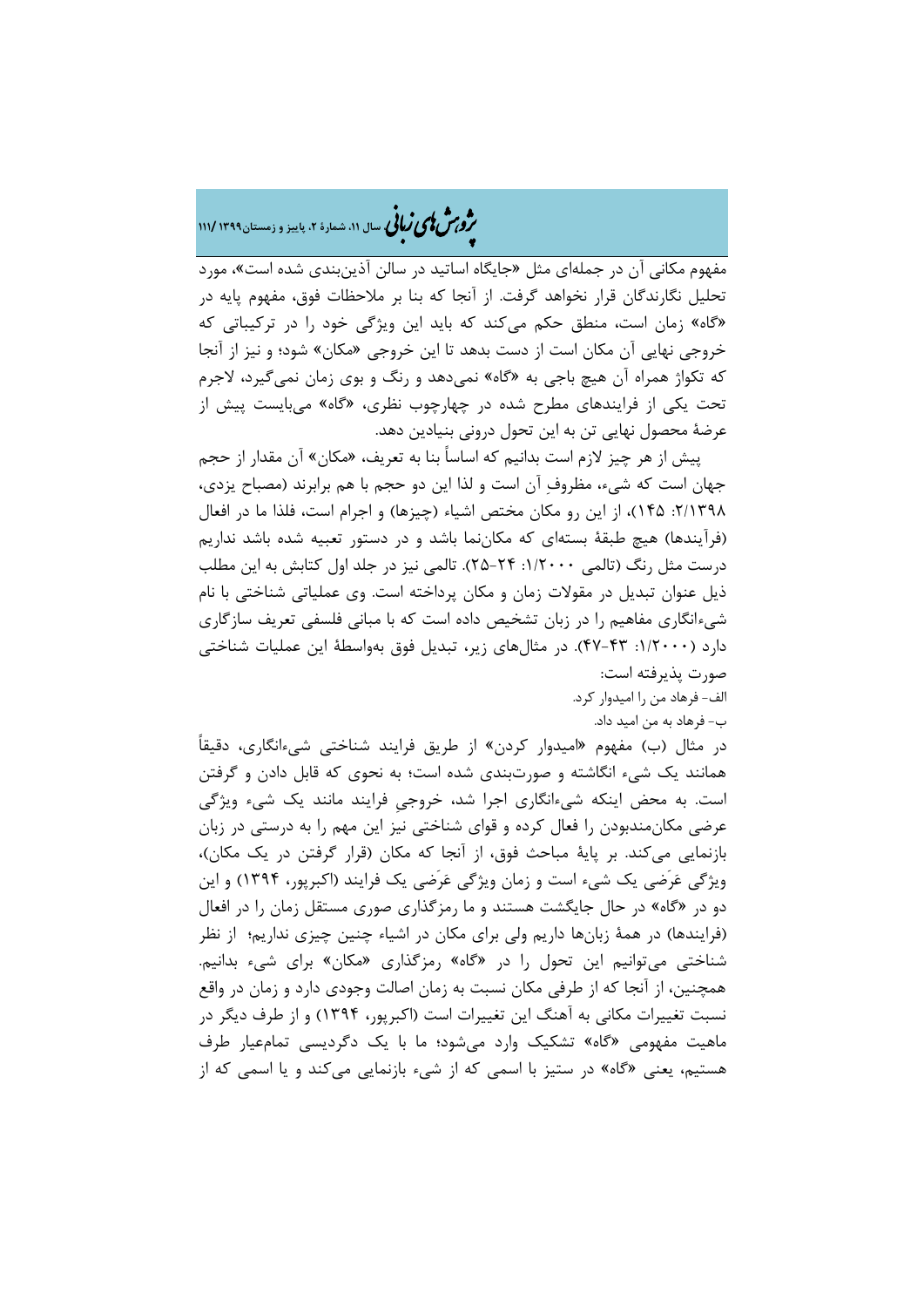مفهوم مکانی آن در جمله‌ای مثل «جایگاه اساتید در سالن آذین‌بندی شده است»، مورد تحلیل نگارندگان قرار نخواهد گرفت. از آنجا که بنا بر ملاحظات فوق، مفهوم پایه در «گاه» زمان است، منطق حکم می‌کند که باید این ویژگی خود را در ترکیباتی که خروجی نهایی آن مکان است از دست بدهد تا این خروجی «مکان» شود؛ و نیز از آنجا که تکواژ همراه آن هیچ باجی به «گاه» نمی‌دهد و رنگ و بوی زمان نمی‌گیرد، لاجرم تحت یکی از فرایندهای مطرح شده در چهارچوب نظری، «گاه» می‌بایست پیش از عرضهٔ محصول نهایی تن به این تحول درونی بنیادین دهد.

پیش از هر چیز لازم است بدانیم که اساساً بنا به تعریف، «مکان» آن مقدار از حجم جهان است که شیء، مظروفِ آن است و لذا این دو حجم با هم برابرند (مصباح یزدی، ۲/۱۳۹۸: ۱۴۵)، از این رو مکان مختص اشیاء (چیزها) و اجرام است، فلذا ما در افعال (فرآیندها) هیچ طبقهٔ بسته‌ای که مکان‌نما باشد و در دستور تعبیه شده باشد نداریم درست مثل رنگ (تالمی ۱/۲۰۰۰: ۲۴-۲۵). تالمی نیز در جلد اول کتابش به این مطلب ذیل عنوان تبدیل در مقولات زمان و مکان پرداخته است. وی عملیاتی شناختی با نام شیءانگاری مفاهیم را در زبان تشخیص داده است که با مبانی فلسفی تعریف سازگاری دارد (۱/۲۰۰۰: ۴۳-۴۷). در مثال‌های زیر، تبدیل فوق به‌واسطهٔ این عملیات شناختی صورت پذیرفته است:

الف- فرهاد من را امیدوار کرد.

ب- فرهاد به من امید داد.

در مثال (ب) مفهوم «امیدوار کردن» از طریق فرایند شناختی شیءانگاری، دقیقاً همانند یک شیء انگاشته و صورت‌بندی شده است؛ به نحوی که قابل دادن و گرفتن است. به محض اینکه شیءانگاری اجرا شد، خروجیِ فرایند مانند یک شیء ویژگی عرضی مکان‌مندبودن را فعال کرده و قوای شناختی نیز این مهم را به درستی در زبان بازنمایی می‌کند. بر پایهٔ مباحث فوق، از آنجا که مکان (قرار گرفتن در یک مکان)، ویژگی عَرَضی یک شیء است و زمان ویژگی عَرَضی یک فرایند (اکبرپور، ۱۳۹۴) و این دو در «گاه» در حال جایگشت هستند و ما رمزگذاری صوری مستقل زمان را در افعال (فرایندها) در همهٔ زبان‌ها داریم ولی برای مکان در اشیاء چنین چیزی نداریم؛ از نظر شناختی می‌توانیم این تحول را در «گاه» رمزگذاری «مکان» برای شیء بدانیم. همچنین، از آنجا که از طرفی مکان نسبت به زمان اصالت وجودی دارد و زمان در واقع نسبت تغییرات مکانی به آهنگ این تغییرات است (اکبرپور، ۱۳۹۴) و از طرف دیگر در ماهیت مفهومی «گاه» تشکیک وارد می‌شود؛ ما با یک دگردیسی تمام‌عیار طرف هستیم، یعنی «گاه» در ستیز با اسمی که از شیء بازنمایی می‌کند و یا اسمی که از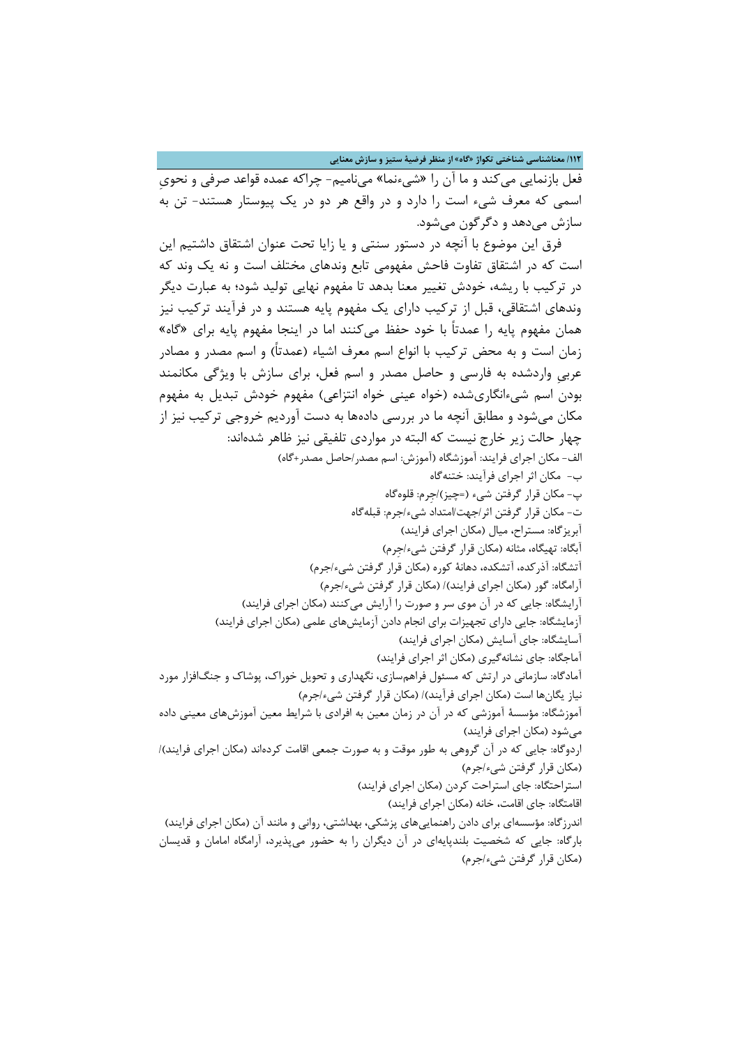فعل بازنمایی می‌کند و ما آن را «شیءنما» می‌نامیم- چراکه عمده قواعد صرفی و نحویِ اسمی که معرف شیء است را دارد و در واقع هر دو در یک پیوستار هستند- تن به سازش می‌دهد و دگرگون می‌شود.

فرق این موضوع با آنچه در دستور سنتی و یا زایا تحت عنوان اشتقاق داشتیم این است که در اشتقاق تفاوت فاحش مفهومی تابع وندهای مختلف است و نه یک وند که در ترکیب با ریشه، خودش تغییر معنا بدهد تا مفهوم نهایی تولید شود؛ به عبارت دیگر وندهای اشتقاقی، قبل از ترکیب دارای یک مفهوم پایه هستند و در فرآیند ترکیب نیز همان مفهوم پایه را عمدتاً با خود حفظ می‌کنند اما در اینجا مفهوم پایه برای «گاه» زمان است و به محض ترکیب با انواع اسم معرف اشیاء (عمدتاً) و اسم مصدر و مصادر عربیِ واردشده به فارسی و حاصل مصدر و اسم فعل، برای سازش با ویژگی مکانمند بودن اسم شیءانگاری‌شده (خواه عینی خواه انتزاعی) مفهوم خودش تبدیل به مفهوم مکان می‌شود و مطابق آنچه ما در بررسی داده‌ها به دست آوردیم خروجی ترکیب نیز از چهار حالت زیر خارج نیست که البته در مواردی تلفیقی نیز ظاهر شده‌اند:

الف- مکان اجرای فرایند: آموزشگاه (آموزش: اسم مصدر/حاصل مصدر+گاه)

ب- مکان اثر اجرای فرآیند: ختنه‌گاه

پ- مکان قرار گرفتن شیء (=چیز)/جِرم: قلوه‌گاه

ت- مکان قرار گرفتن اثر/جهت/امتداد شیء/جرم: قبله‌گاه

آبریزگاه: مستراح، میال (مکان اجرای فرایند)

آبگاه: تهیگاه، مثانه (مکان قرار گرفتن شیء/جرم)

آتشگاه: آذرکده، آتشکده، دهانهٔ کوره (مکان قرار گرفتن شیء/جرم)

آرامگاه: گور (مکان اجرای فرایند)/ (مکان قرار گرفتن شیء/جرم)

آرایشگاه: جایی که در آن موی سر و صورت را آرایش می‌کنند (مکان اجرای فرایند)

آزمایشگاه: جایی دارای تجهیزات برای انجام دادن آزمایش‌های علمی (مکان اجرای فرایند)

آسایشگاه: جای آسایش (مکان اجرای فرایند)

آماجگاه: جای نشانه‌گیری (مکان اثر اجرای فرایند)

آمادگاه: سازمانی در ارتش که مسئول فراهم‌سازی، نگهداری و تحویل خوراک، پوشاک و جنگ‌افزار مورد نیاز یگان‌ها است (مکان اجرای فرآیند)/ (مکان قرار گرفتن شیء/جرم)

آموزشگاه: مؤسسهٔ آموزشی که در آن در زمان معین به افرادی با شرایط معین آموزش‌های معینی داده می‌شود (مکان اجرای فرایند)

اردوگاه: جایی که در آن گروهی به طور موقت و به صورت جمعی اقامت کرده‌اند (مکان اجرای فرایند)/ (مکان قرار گرفتن شیء/جرم)

استراحتگاه: جای استراحت کردن (مکان اجرای فرایند)

اقامتگاه: جای اقامت، خانه (مکان اجرای فرایند)

اندرزگاه: مؤسسه‌ای برای دادن راهنمایی‌های پزشکی، بهداشتی، روانی و مانند آن (مکان اجرای فرایند)

بارگاه: جایی که شخصیت بلندپایه‌ای در آن دیگران را به حضور می‌پذیرد، آرامگاه امامان و قدیسان (مکان قرار گرفتن شیء/جرم)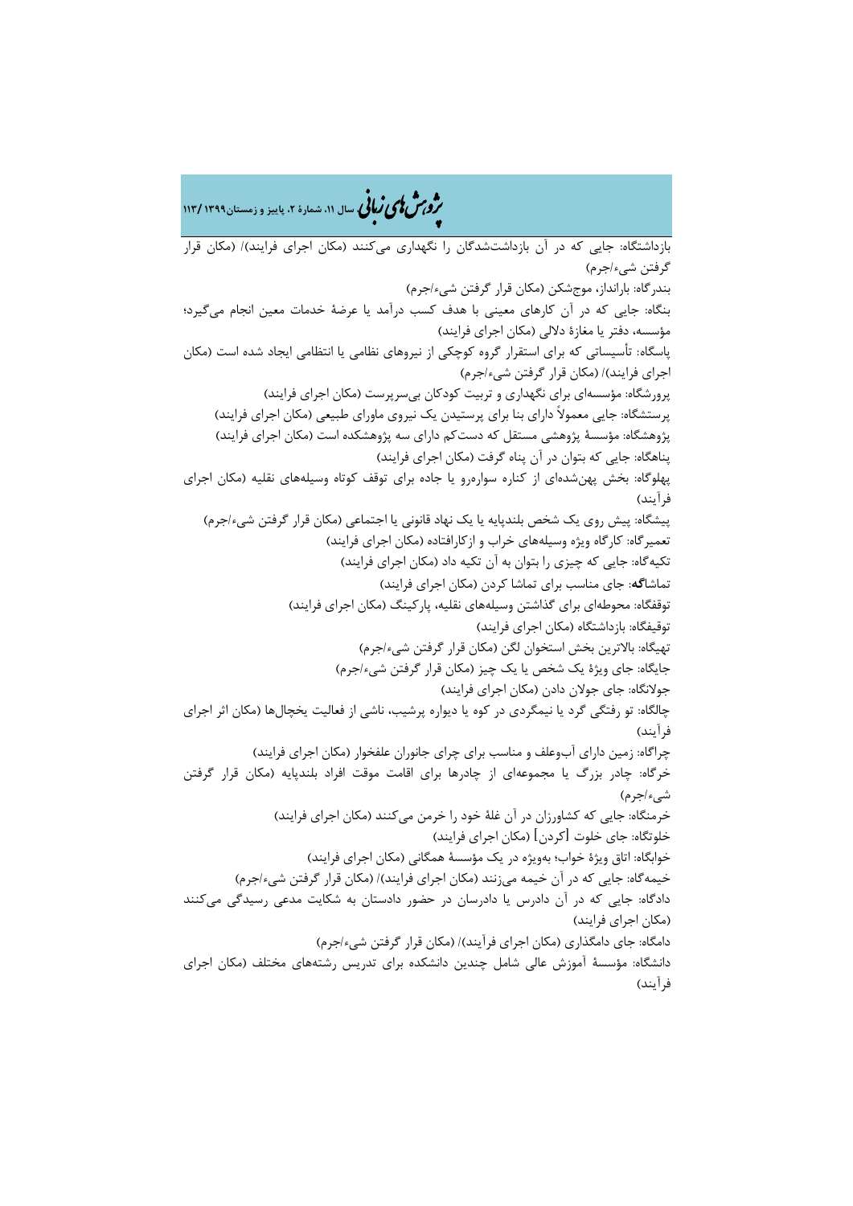بازداشتگاه: جایی که در آن بازداشت‌شدگان را نگهداری می‌کنند (مکان اجرای فرایند)/ (مکان قرار گرفتن شیء/جرم)

بندرگاه: بارانداز، موج‌شکن (مکان قرار گرفتن شیء/جرم)

بنگاه: جایی که در آن کارهای معینی با هدف کسب درآمد یا عرضهٔ خدمات معین انجام می‌گیرد؛ مؤسسه، دفتر یا مغازهٔ دلالی (مکان اجرای فرایند)

پاسگاه: تأسیساتی که برای استقرار گروه کوچکی از نیروهای نظامی یا انتظامی ایجاد شده است (مکان اجرای فرایند)/ (مکان قرار گرفتن شیء/جرم)

پرورشگاه: مؤسسه‌ای برای نگهداری و تربیت کودکان بی‌سرپرست (مکان اجرای فرایند)

پرستشگاه: جایی معمولاً دارای بنا برای پرستیدن یک نیروی ماورای طبیعی (مکان اجرای فرایند)

پژوهشگاه: مؤسسهٔ پژوهشی مستقل که دست‌کم دارای سه پژوهشکده است (مکان اجرای فرایند)

پناهگاه: جایی که بتوان در آن پناه گرفت (مکان اجرای فرایند)

پهلوگاه: بخش پهن‌شده‌ای از کناره سواره‌رو یا جاده برای توقف کوتاه وسیله‌های نقلیه (مکان اجرای فرآیند)

پیشگاه: پیش روی یک شخص بلندپایه یا یک نهاد قانونی یا اجتماعی (مکان قرار گرفتن شیء/جرم)

تعمیرگاه: کارگاه ویژه وسیله‌های خراب و ازکارافتاده (مکان اجرای فرایند)

تکیه‌گاه: جایی که چیزی را بتوان به آن تکیه داد (مکان اجرای فرایند)

تماشا**گه**: جای مناسب برای تماشا کردن (مکان اجرای فرایند)

توقفگاه: محوطه‌ای برای گذاشتن وسیله‌های نقلیه، پارکینگ (مکان اجرای فرایند)

توقیفگاه: بازداشتگاه (مکان اجرای فرایند)

تهیگاه: بالاترین بخش استخوان لگن (مکان قرار گرفتن شیء/جرم)

جایگاه: جای ویژهٔ یک شخص یا یک چیز (مکان قرار گرفتن شیء/جرم)

جولانگاه: جای جولان دادن (مکان اجرای فرایند)

چالگاه: تو رفتگی گرد یا نیمگردی در کوه یا دیواره پرشیب، ناشی از فعالیت یخچال‌ها (مکان اثر اجرای فرآیند)

چراگاه: زمین دارای آب‌وعلف و مناسب برای چرای جانوران علفخوار (مکان اجرای فرایند)

خرگاه: چادر بزرگ یا مجموعه‌ای از چادرها برای اقامت موقت افراد بلندپایه (مکان قرار گرفتن شیء/جرم)

خرمنگاه: جایی که کشاورزان در آن غلهٔ خود را خرمن می‌کنند (مکان اجرای فرایند)

خلوتگاه: جای خلوت [کردن] (مکان اجرای فرایند)

خوابگاه: اتاق ویژهٔ خواب؛ به‌ویژه در یک مؤسسهٔ همگانی (مکان اجرای فرایند)

خیمه‌گاه: جایی که در آن خیمه می‌زنند (مکان اجرای فرایند)/ (مکان قرار گرفتن شیء/جرم)

دادگاه: جایی که در آن دادرس یا دادرسان در حضور دادستان به شکایت مدعی رسیدگی می‌کنند (مکان اجرای فرایند)

دامگاه: جای دامگذاری (مکان اجرای فرآیند)/ (مکان قرار گرفتن شیء/جرم)

دانشگاه: مؤسسهٔ آموزش عالی شامل چندین دانشکده برای تدریس رشته‌های مختلف (مکان اجرای فرآیند)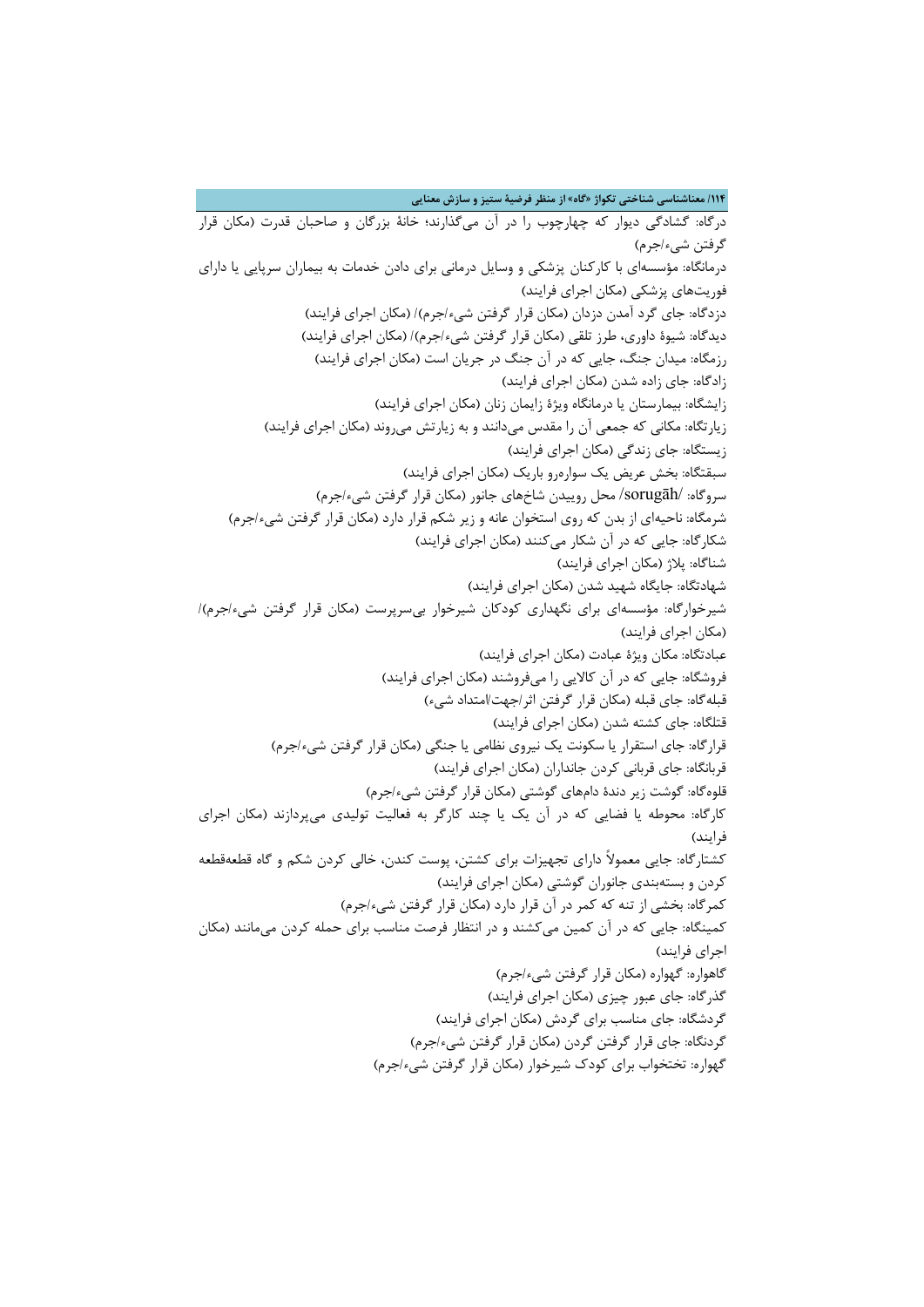درگاه: گشادگی دیوار که چهارچوب را در آن می‌گذارند؛ خانهٔ بزرگان و صاحبان قدرت (مکان قرار گرفتن شیء/جرم)

درمانگاه: مؤسسه‌ای با کارکنان پزشکی و وسایل درمانی برای دادن خدمات به بیماران سرپایی یا دارای فوریت‌های پزشکی (مکان اجرای فرایند)

دزدگاه: جای گرد آمدن دزدان (مکان قرار گرفتن شیء/جرم)/ (مکان اجرای فرایند)

دیدگاه: شیوهٔ داوری، طرز تلقی (مکان قرار گرفتن شیء/جرم)/ (مکان اجرای فرایند)

رزمگاه: میدان جنگ، جایی که در آن جنگ در جریان است (مکان اجرای فرایند)

زادگاه: جای زاده شدن (مکان اجرای فرایند)

زایشگاه: بیمارستان یا درمانگاه ویژهٔ زایمان زنان (مکان اجرای فرایند)

زیارتگاه: مکانی که جمعی آن را مقدس می‌دانند و به زیارتش می‌روند (مکان اجرای فرایند)

زیستگاه: جای زندگی (مکان اجرای فرایند)

سبقتگاه: بخش عریض یک سواره‌رو باریک (مکان اجرای فرایند)

سروگاه: /sorugāh/ محل روییدن شاخ‌های جانور (مکان قرار گرفتن شیء/جرم)

شرمگاه: ناحیه‌ای از بدن که روی استخوان عانه و زیر شکم قرار دارد (مکان قرار گرفتن شیء/جرم)

شکارگاه: جایی که در آن شکار می‌کنند (مکان اجرای فرایند)

شناگاه: پلاژ (مکان اجرای فرایند)

شهادتگاه: جایگاه شهید شدن (مکان اجرای فرایند)

شیرخوارگاه: مؤسسه‌ای برای نگهداری کودکان شیرخوار بی‌سرپرست (مکان قرار گرفتن شیء/جرم)/ (مکان اجرای فرایند)

عبادتگاه: مکان ویژهٔ عبادت (مکان اجرای فرایند)

فروشگاه: جایی که در آن کالایی را می‌فروشند (مکان اجرای فرایند)

قبله‌گاه: جای قبله (مکان قرار گرفتن اثر/جهت/امتداد شیء)

قتلگاه: جای کشته شدن (مکان اجرای فرایند)

قرارگاه: جای استقرار یا سکونت یک نیروی نظامی یا جنگی (مکان قرار گرفتن شیء/جرم)

قربانگاه: جای قربانی کردن جانداران (مکان اجرای فرایند)

قلوه‌گاه: گوشت زیر دندهٔ دام‌های گوشتی (مکان قرار گرفتن شیء/جرم)

کارگاه: محوطه یا فضایی که در آن یک یا چند کارگر به فعالیت تولیدی می‌پردازند (مکان اجرای فرایند)

کشتارگاه: جایی معمولاً دارای تجهیزات برای کشتن، پوست کندن، خالی کردن شکم و گاه قطعه‌قطعه کردن و بسته‌بندی جانوران گوشتی (مکان اجرای فرایند)

کمرگاه: بخشی از تنه که کمر در آن قرار دارد (مکان قرار گرفتن شیء/جرم)

کمینگاه: جایی که در آن کمین می‌کشند و در انتظار فرصت مناسب برای حمله کردن می‌مانند (مکان اجرای فرایند)

گاهواره: گهواره (مکان قرار گرفتن شیء/جرم)

گذرگاه: جای عبور چیزی (مکان اجرای فرایند)

گردشگاه: جای مناسب برای گردش (مکان اجرای فرایند)

گردنگاه: جای قرار گرفتن گردن (مکان قرار گرفتن شیء/جرم)

گهواره: تختخواب برای کودک شیرخوار (مکان قرار گرفتن شیء/جرم)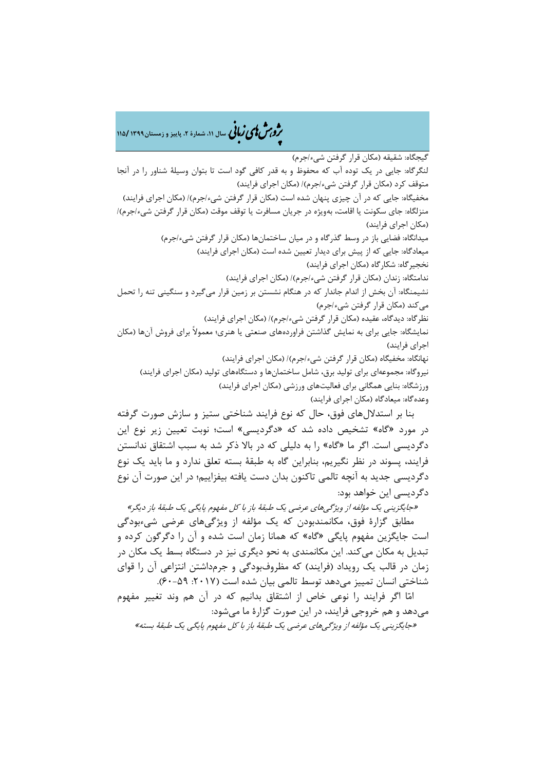گیجگاه: شقیقه (مکان قرار گرفتن شیء/جرم)

لنگرگاه: جایی در یک توده آب که محفوظ و به قدر کافی گود است تا بتوان وسیلهٔ شناور را در آنجا متوقف کرد (مکان قرار گرفتن شیء/جرم)/ (مکان اجرای فرایند)

مخفیگاه: جایی که در آن چیزی پنهان شده است (مکان قرار گرفتن شیء/جرم)/ (مکان اجرای فرایند)

منزلگاه: جای سکونت یا اقامت، به‌ویژه در جریان مسافرت یا توقف موقت (مکان قرار گرفتن شیء/جرم)/ (مکان اجرای فرایند)

میدانگاه: فضایی باز در وسط گذرگاه و در میان ساختمان‌ها (مکان قرار گرفتن شیء/جرم)

میعادگاه: جایی که از پیش برای دیدار تعیین شده است (مکان اجرای فرایند)

نخجیرگاه: شکارگاه (مکان اجرای فرایند)

ندامتگاه: زندان (مکان قرار گرفتن شیء/جرم)/ (مکان اجرای فرایند)

نشیمنگاه: آن بخش از اندام جاندار که در هنگام نشستن بر زمین قرار می‌گیرد و سنگینی تنه را تحمل می‌کند (مکان قرار گرفتن شیء/جرم)

نظرگاه: دیدگاه، عقیده (مکان قرار گرفتن شیء/جرم)/ (مکان اجرای فرایند)

نمایشگاه: جایی برای به نمایش گذاشتن فراورده‌های صنعتی یا هنری؛ معمولاً برای فروش آن‌ها (مکان اجرای فرایند)

نهانگاه: مخفیگاه (مکان قرار گرفتن شیء/جرم)/ (مکان اجرای فرایند)

نیروگاه: مجموعه‌ای برای تولید برق، شامل ساختمان‌ها و دستگاه‌های تولید (مکان اجرای فرایند)

ورزشگاه: بنایی همگانی برای فعالیت‌های ورزشی (مکان اجرای فرایند)

وعده‌گاه: میعادگاه (مکان اجرای فرایند)

بنا بر استدلال‌های فوق، حال که نوع فرایند شناختی ستیز و سازش صورت گرفته در مورد «گاه» تشخیص داده شد که «دگردیسی» است؛ نوبت تعیین زیر نوع این دگردیسی است. اگر ما «گاه» را به دلیلی که در بالا ذکر شد به سبب اشتقاق ندانستن فرایند، پسوند در نظر نگیریم، بنابراین گاه به طبقهٔ بسته تعلق ندارد و ما باید یک نوع دگردیسی جدید به آنچه تالمی تاکنون بدان دست یافته بیفزاییم؛ در این صورت آن نوع دگردیسی این خواهد بود:

*«جایگزینی یک مؤلفه از ویژگی‌های عرضی یک طبقهٔ باز با کل مفهوم پایگی یک طبقهٔ باز دیگر»*

مطابق گزارهٔ فوق، مکانمندبودن که یک مؤلفه از ویژگی‌های عرضی شیءبودگی است جایگزین مفهوم پایگی «گاه» که همانا زمان است شده و آن را دگرگون کرده و تبدیل به مکان می‌کند. این مکانمندی به نحو دیگری نیز در دستگاه بسط یک مکان در زمان در قالب یک رویداد (فرایند) که مظروف‌بودگی و جرم‌داشتن انتزاعی آن را قوای شناختی انسان تمییز می‌دهد توسط تالمی بیان شده است (۲۰۱۷: ۵۹-۶۰).

امّا اگر فرایند را نوعی خاص از اشتقاق بدانیم که در آن هم وند تغییر مفهوم می‌دهد و هم خروجی فرایند، در این صورت گزارهٔ ما می‌شود:

*«جایگزینی یک مؤلفه از ویژگی‌های عرضی یک طبقهٔ باز با کل مفهوم پایگی یک طبقهٔ بسته»*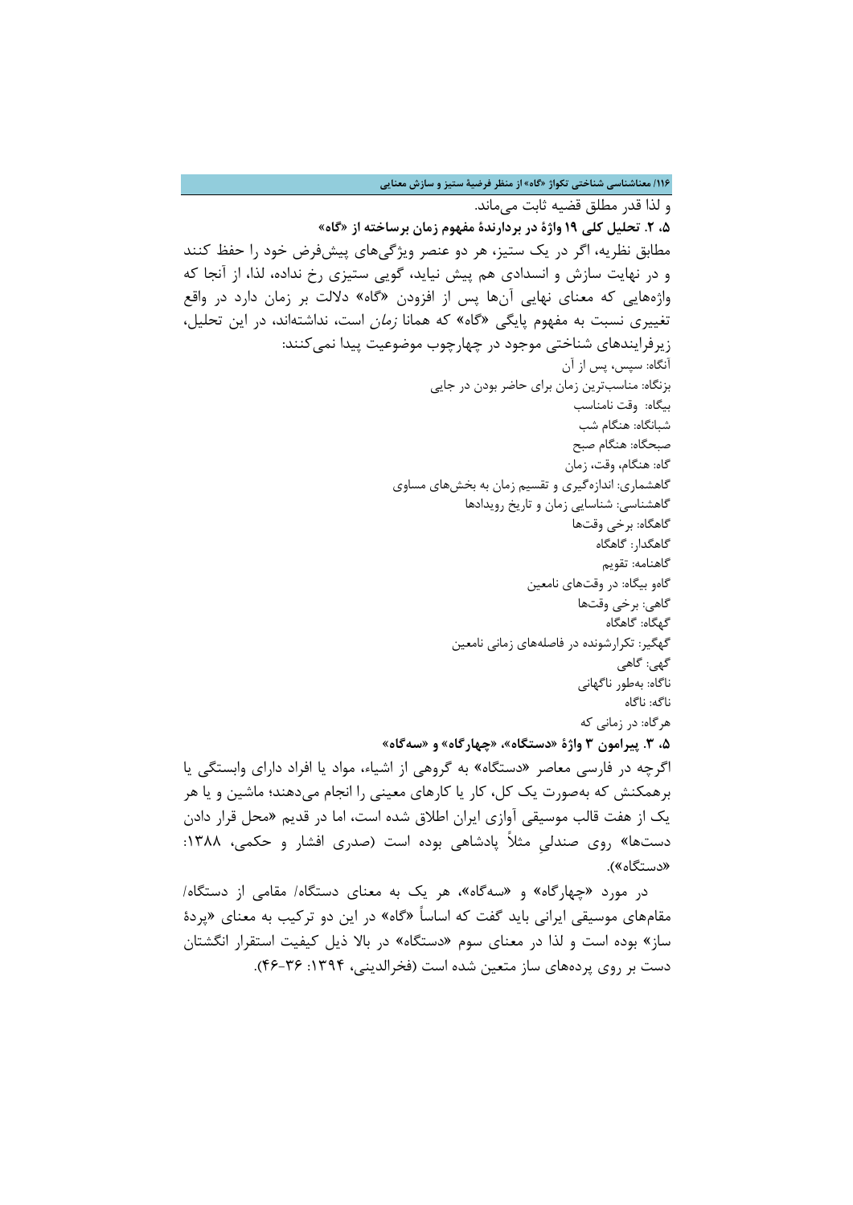و لذا قدر مطلق قضیه ثابت می‌ماند.

**۵. ۲. تحلیل کلی ۱۹ واژۀ در بردارندۀ مفهوم زمان برساخته از «گاه»**

مطابق نظریه، اگر در یک ستیز، هر دو عنصر ویژگی‌های پیش‌فرض خود را حفظ کنند و در نهایت سازش و انسدادی هم پیش نیاید، گویی ستیزی رخ نداده، لذا، از آنجا که واژه‌هایی که معنای نهایی آن‌ها پس از افزودن «گاه» دلالت بر زمان دارد در واقع تغییری نسبت به مفهوم پایگی «گاه» که همانا *زمان* است، نداشته‌اند، در این تحلیل، زیرفرایندهای شناختی موجود در چهارچوب موضوعیت پیدا نمی‌کنند:

آنگاه: سپس، پس از آن

بزنگاه: مناسب‌ترین زمان برای حاضر بودن در جایی

بیگاه: وقت نامناسب

شبانگاه: هنگام شب

صبحگاه: هنگام صبح

گاه: هنگام، وقت، زمان

گاهشماری: اندازه‌گیری و تقسیم زمان به بخش‌های مساوی

گاهشناسی: شناسایی زمان و تاریخ رویدادها

گاهگاه: برخی وقت‌ها

گاهگدار: گاهگاه

گاهنامه: تقویم

گاهو بیگاه: در وقت‌های نامعین

گاهی: برخی وقت‌ها

گهگاه: گاهگاه

گهگیر: تکرارشونده در فاصله‌های زمانی نامعین

گهی: گاهی

ناگاه: به‌طور ناگهانی

ناگه: ناگاه

هرگاه: در زمانی که

**۵. ۳. پیرامون ۳ واژۀ «دستگاه»، «چهارگاه» و «سه‌گاه»**

اگرچه در فارسی معاصر «دستگاه» به گروهی از اشیاء، مواد یا افراد دارای وابستگی یا برهمکنش که به‌صورت یک کل، کار یا کارهای معینی را انجام می‌دهند؛ ماشین و یا هر یک از هفت قالب موسیقی آوازی ایران اطلاق شده است، اما در قدیم «محل قرار دادن دست‌ها» روی صندلیِ مثلاً پادشاهی بوده است (صدری افشار و حکمی، ۱۳۸۸: «دستگاه»).

در مورد «چهارگاه» و «سه‌گاه»، هر یک به معنای دستگاه/ مقامی از دستگاه/ مقام‌های موسیقی ایرانی باید گفت که اساساً «گاه» در این دو ترکیب به معنای «پردۀ ساز» بوده است و لذا در معنای سوم «دستگاه» در بالا ذیل کیفیت استقرار انگشتان دست بر روی پرده‌های ساز متعین شده است (فخرالدینی، ۱۳۹۴: ۳۶-۴۶).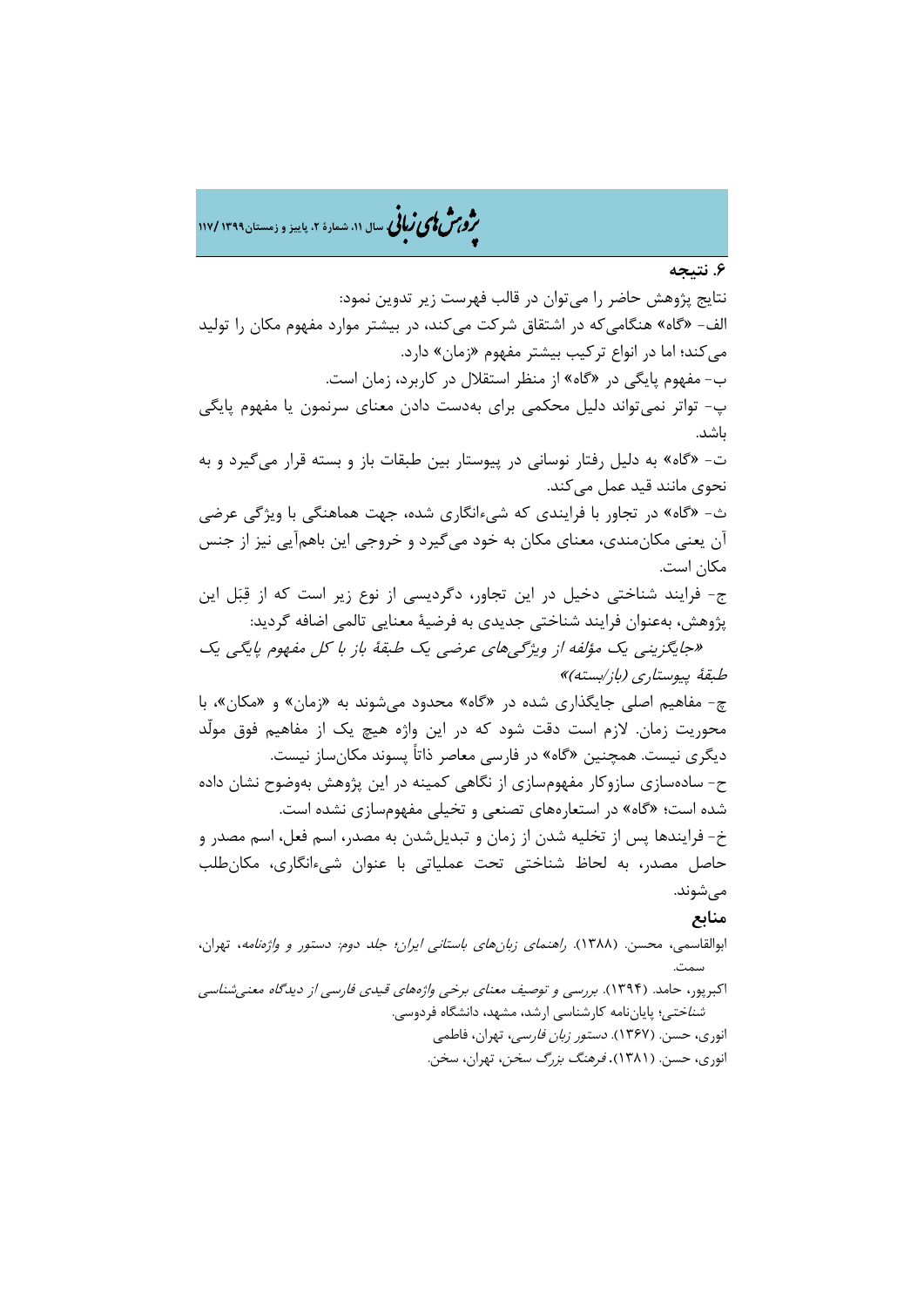## ۶. نتیجه

نتایج پژوهش حاضر را می‌توان در قالب فهرست زیر تدوین نمود:

الف- «گاه» هنگامی‌که در اشتقاق شرکت می‌کند، در بیشتر موارد مفهوم مکان را تولید می‌کند؛ اما در انواع ترکیب بیشتر مفهوم «زمان» دارد.

ب- مفهوم پایگی در «گاه» از منظر استقلال در کاربرد، زمان است.

پ- تواتر نمی‌تواند دلیل محکمی برای به‌دست دادن معنای سرنمون یا مفهوم پایگی باشد.

ت- «گاه» به دلیل رفتار نوسانی در پیوستار بین طبقات باز و بسته قرار می‌گیرد و به نحوی مانند قید عمل می‌کند.

ث- «گاه» در تجاور با فرایندی که شیءانگاری شده، جهت هماهنگی با ویژگی عرضی آن یعنی مکان‌مندی، معنای مکان به خود می‌گیرد و خروجی این باهم‌آیی نیز از جنس مکان است.

ج- فرایند شناختی دخیل در این تجاور، دگردیسی از نوع زیر است که از قِبَل این پژوهش، به‌عنوان فرایند شناختی جدیدی به فرضیهٔ معنایی تالمی اضافه گردید:

*«جایگزینی یک مؤلفه از ویژگی‌های عرضی یک طبقهٔ باز با کل مفهوم پایگی یک طبقهٔ پیوستاری (باز/بسته)»*

چ- مفاهیم اصلی جایگذاری شده در «گاه» محدود می‌شوند به «زمان» و «مکان»، با محوریت زمان. لازم است دقت شود که در این واژه هیچ یک از مفاهیم فوق مولّد دیگری نیست. همچنین «گاه» در فارسی معاصر ذاتاً پسوند مکان‌ساز نیست.

ح- ساده‌سازی سازوکار مفهوم‌سازی از نگاهی کمینه در این پژوهش به‌وضوح نشان داده شده است؛ «گاه» در استعاره‌های تصنعی و تخیلی مفهوم‌سازی نشده است.

خ- فرایندها پس از تخلیه شدن از زمان و تبدیل‌شدن به مصدر، اسم فعل، اسم مصدر و حاصل مصدر، به لحاظ شناختی تحت عملیاتی با عنوان شیءانگاری، مکان‌طلب می‌شوند.

## منابع

ابوالقاسمی، محسن. (۱۳۸۸). *راهنمای زبان‌های باستانی ایران؛ جلد دوم: دستور و واژه‌نامه*، تهران، سمت.

اکبرپور، حامد. (۱۳۹۴). *بررسی و توصیف معنای برخی واژه‌های قیدی فارسی از دیدگاه معنی‌شناسی شناختی*؛ پایان‌نامه کارشناسی ارشد، مشهد، دانشگاه فردوسی.

انوری، حسن. (۱۳۶۷). *دستور زبان فارسی*، تهران، فاطمی.

انوری، حسن. (۱۳۸۱). *فرهنگ بزرگ سخن*، تهران، سخن.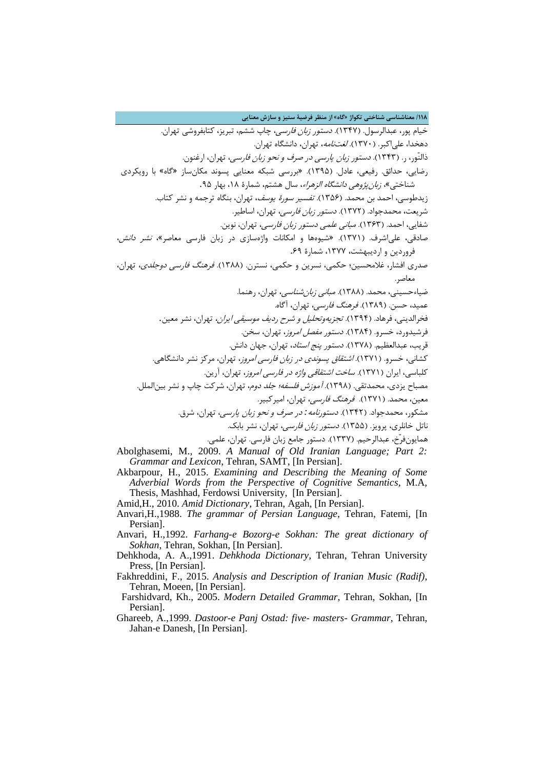خیام پور، عبدالرسول. (۱۳۴۷). *دستور زبان فارسی*، چاپ ششم، تبریز، کتابفروشی تهران.

دهخدا، علی‌اکبر. (۱۳۷۰). *لغت‌نامه*، تهران، دانشگاه تهران.

ذالنّور، ر. (۱۳۴۳). *دستور زبان پارسی در صرف و نحو زبان فارسی*، تهران، ارغنون.

رضایی، حدائق. رفیعی، عادل. (۱۳۹۵). «بررسی شبکه معنایی پسوند مکان‌ساز «گاه» با رویکردی شناختی»، *زبان‌پژوهی دانشگاه الزهراء*، سال هشتم، شمارهٔ ۱۸، بهار ۹۵.

زیدطوسی، احمد بن محمد. (۱۳۵۶). *تفسیر سورهٔ یوسف*، تهران، بنگاه ترجمه و نشر کتاب.

شریعت، محمدجواد. (۱۳۷۲). *دستور زبان فارسی*، تهران، اساطیر.

شفایی، احمد. (۱۳۶۳). *مبانی علمی دستور زبان فارسی*، تهران، نوین.

صادقی، علی‌اشرف. (۱۳۷۱). «شیوه‌ها و امکانات واژه‌سازی در زبان فارسی معاصر»، *نشر دانش*، فروردین و اردیبهشت، ۱۳۷۷، شمارهٔ ۶۹.

صدری افشار، غلامحسین؛ حکمی، نسرین و حکمی، نسترن. (۱۳۸۸). *فرهنگ فارسی دوجلدی*، تهران، معاصر.

ضیاءحسینی، محمد. (۱۳۸۸). *مبانی زبان‌شناسی*، تهران، رهنما.

عمید، حسن. (۱۳۸۹). *فرهنگ فارسی*، تهران، آگاه.

فخرالدینی، فرهاد. (۱۳۹۴). *تجزیه‌وتحلیل و شرح ردیف موسیقی ایران*، تهران، نشر معین.

فرشیدورد، خسرو. (۱۳۸۴). *دستور مفصل امروز*، تهران، سخن.

قریب، عبدالعظیم. (۱۳۷۸). *دستور پنج استاد*، تهران، جهان دانش.

کشانی، خسرو. (۱۳۷۱). *اشتقاق پسوندی در زبان فارسی امروز*، تهران، مرکز نشر دانشگاهی.

کلباسی، ایران (۱۳۷۱). *ساخت اشتقاقی واژه در فارسی امروز*، تهران، آرین.

مصباح یزدی، محمدتقی. (۱۳۹۸). *آموزش فلسفه؛ جلد دوم*، تهران، شرکت چاپ و نشر بین‌الملل.

معین، محمد. (۱۳۷۱). *فرهنگ فارسی*، تهران، امیرکبیر.

مشکور، محمدجواد. (۱۳۴۲). *دستورنامه: در صرف و نحو زبان پارسی*، تهران، شرق.

ناتل خانلری، پرویز. (۱۳۵۵). *دستور زبان فارسی*، تهران، نشر بابک.

همایون‌فرّخ، عبدالرحیم. (۱۳۳۷). دستور جامع زبان فارسی. تهران، علمی.

Abolghasemi, M., 2009. *A Manual of Old Iranian Language; Part 2: Grammar and Lexicon*, Tehran, SAMT, [In Persian].

Akbarpour, H., 2015. *Examining and Describing the Meaning of Some Adverbial Words from the Perspective of Cognitive Semantics*, M.A, Thesis, Mashhad, Ferdowsi University, [In Persian].

Amid,H., 2010. *Amid Dictionary*, Tehran, Agah, [In Persian].

Anvari,H.,1988. *The grammar of Persian Language*, Tehran, Fatemi, [In Persian].

Anvari, H.,1992. *Farhang-e Bozorg-e Sokhan: The great dictionary of Sokhan*, Tehran, Sokhan, [In Persian].

Dehkhoda, A. A.,1991. *Dehkhoda Dictionary*, Tehran, Tehran University Press, [In Persian].

Fakhreddini, F., 2015. *Analysis and Description of Iranian Music (Radif)*, Tehran, Moeen, [In Persian].

Farshidvard, Kh., 2005. *Modern Detailed Grammar*, Tehran, Sokhan, [In Persian].

Ghareeb, A.,1999. *Dastoor-e Panj Ostad: five- masters- Grammar*, Tehran, Jahan-e Danesh, [In Persian].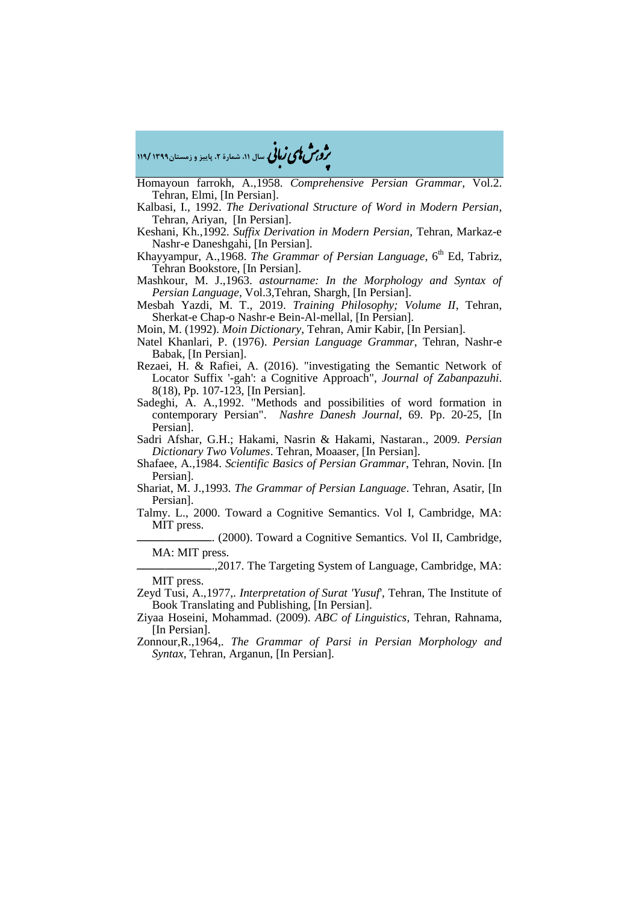Homayoun farrokh, A.,1958. *Comprehensive Persian Grammar*, Vol.2. Tehran, Elmi, [In Persian].

Kalbasi, I., 1992. *The Derivational Structure of Word in Modern Persian*, Tehran, Ariyan, [In Persian].

Keshani, Kh.,1992. *Suffix Derivation in Modern Persian*, Tehran, Markaz-e Nashr-e Daneshgahi, [In Persian].

Khayyampur, A.,1968. *The Grammar of Persian Language*, 6th Ed, Tabriz, Tehran Bookstore, [In Persian].

Mashkour, M. J.,1963. *astourname: In the Morphology and Syntax of Persian Language*, Vol.3,Tehran, Shargh, [In Persian].

Mesbah Yazdi, M. T., 2019. *Training Philosophy; Volume II*, Tehran, Sherkat-e Chap-o Nashr-e Bein-Al-mellal, [In Persian].

Moin, M. (1992). *Moin Dictionary*, Tehran, Amir Kabir, [In Persian].

Natel Khanlari, P. (1976). *Persian Language Grammar*, Tehran, Nashr-e Babak, [In Persian].

Rezaei, H. & Rafiei, A. (2016). "investigating the Semantic Network of Locator Suffix '-gah': a Cognitive Approach", *Journal of Zabanpazuhi*. 8(18), Pp. 107-123, [In Persian].

Sadeghi, A. A.,1992. "Methods and possibilities of word formation in contemporary Persian". *Nashre Danesh Journal*, 69. Pp. 20-25, [In Persian].

Sadri Afshar, G.H.; Hakami, Nasrin & Hakami, Nastaran., 2009. *Persian Dictionary Two Volumes*. Tehran, Moaaser, [In Persian].

Shafaee, A.,1984. *Scientific Basics of Persian Grammar*, Tehran, Novin. [In Persian].

Shariat, M. J.,1993. *The Grammar of Persian Language*. Tehran, Asatir, [In Persian].

Talmy. L., 2000. Toward a Cognitive Semantics. Vol I, Cambridge, MA: MIT press.

\_\_\_\_\_\_\_\_\_\_\_\_. (2000). Toward a Cognitive Semantics. Vol II, Cambridge, MA: MIT press.

\_\_\_\_\_\_\_\_\_\_\_\_.,2017. The Targeting System of Language, Cambridge, MA: MIT press.

Zeyd Tusi, A.,1977,. *Interpretation of Surat 'Yusuf'*, Tehran, The Institute of Book Translating and Publishing, [In Persian].

Ziyaa Hoseini, Mohammad. (2009). *ABC of Linguistics*, Tehran, Rahnama, [In Persian].

Zonnour,R.,1964,. *The Grammar of Parsi in Persian Morphology and Syntax*, Tehran, Arganun, [In Persian].